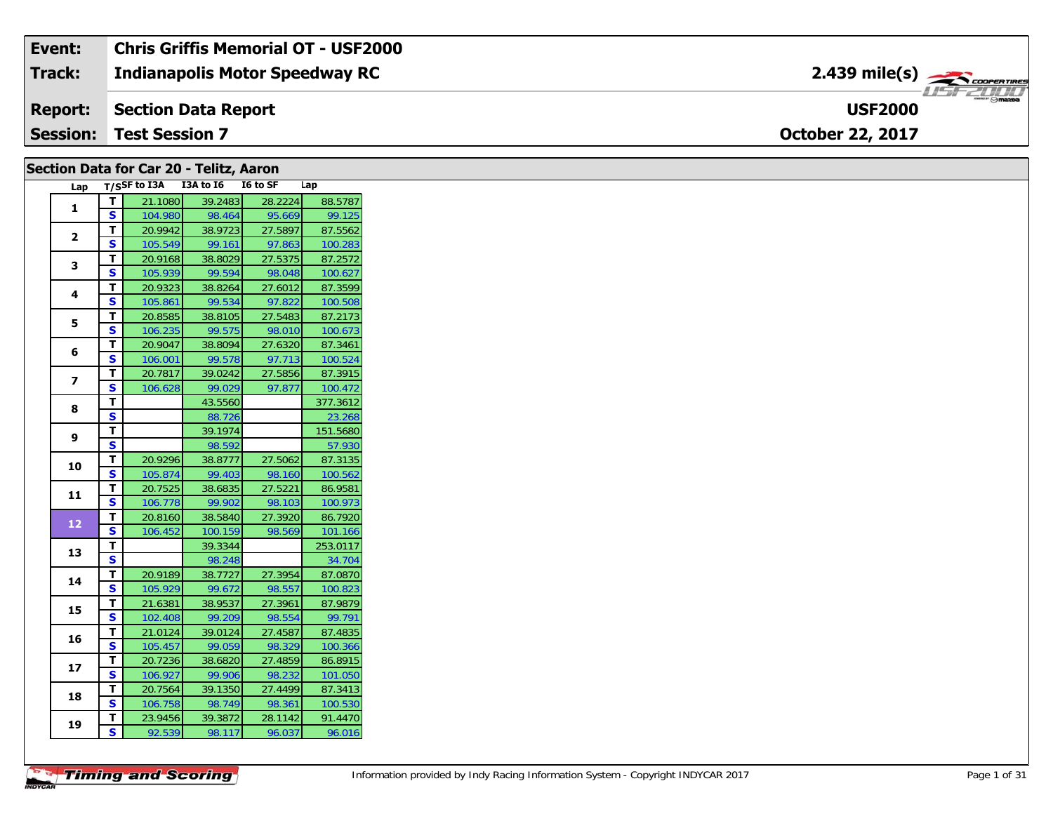| Event: | Chris Griffis Memorial OT - USF2000 | |
|---|---|---|
| Track: | Indianapolis Motor Speedway RC | 2.439 mile(s) |
| Report: | Section Data Report | USF2000 |
| Session: | Test Session 7 | October 22, 2017 |

## Section Data for Car 20 - Telitz, Aaron

| Lap | T/S | SF to I3A | I3A to I6 | I6 to SF | Lap |
|---|---|---|---|---|---|
| 1 | T | 21.1080 | 39.2483 | 28.2224 | 88.5787 |
| | S | 104.980 | 98.464 | 95.669 | 99.125 |
| 2 | T | 20.9942 | 38.9723 | 27.5897 | 87.5562 |
| | S | 105.549 | 99.161 | 97.863 | 100.283 |
| 3 | T | 20.9168 | 38.8029 | 27.5375 | 87.2572 |
| | S | 105.939 | 99.594 | 98.048 | 100.627 |
| 4 | T | 20.9323 | 38.8264 | 27.6012 | 87.3599 |
| | S | 105.861 | 99.534 | 97.822 | 100.508 |
| 5 | T | 20.8585 | 38.8105 | 27.5483 | 87.2173 |
| | S | 106.235 | 99.575 | 98.010 | 100.673 |
| 6 | T | 20.9047 | 38.8094 | 27.6320 | 87.3461 |
| | S | 106.001 | 99.578 | 97.713 | 100.524 |
| 7 | T | 20.7817 | 39.0242 | 27.5856 | 87.3915 |
| | S | 106.628 | 99.029 | 97.877 | 100.472 |
| 8 | T | | 43.5560 | | 377.3612 |
| | S | | 88.726 | | 23.268 |
| 9 | T | | 39.1974 | | 151.5680 |
| | S | | 98.592 | | 57.930 |
| 10 | T | 20.9296 | 38.8777 | 27.5062 | 87.3135 |
| | S | 105.874 | 99.403 | 98.160 | 100.562 |
| 11 | T | 20.7525 | 38.6835 | 27.5221 | 86.9581 |
| | S | 106.778 | 99.902 | 98.103 | 100.973 |
| 12 | T | 20.8160 | 38.5840 | 27.3920 | 86.7920 |
| | S | 106.452 | 100.159 | 98.569 | 101.166 |
| 13 | T | | 39.3344 | | 253.0117 |
| | S | | 98.248 | | 34.704 |
| 14 | T | 20.9189 | 38.7727 | 27.3954 | 87.0870 |
| | S | 105.929 | 99.672 | 98.557 | 100.823 |
| 15 | T | 21.6381 | 38.9537 | 27.3961 | 87.9879 |
| | S | 102.408 | 99.209 | 98.554 | 99.791 |
| 16 | T | 21.0124 | 39.0124 | 27.4587 | 87.4835 |
| | S | 105.457 | 99.059 | 98.329 | 100.366 |
| 17 | T | 20.7236 | 38.6820 | 27.4859 | 86.8915 |
| | S | 106.927 | 99.906 | 98.232 | 101.050 |
| 18 | T | 20.7564 | 39.1350 | 27.4499 | 87.3413 |
| | S | 106.758 | 98.749 | 98.361 | 100.530 |
| 19 | T | 23.9456 | 39.3872 | 28.1142 | 91.4470 |
| | S | 92.539 | 98.117 | 96.037 | 96.016 |

Information provided by Indy Racing Information System - Copyright INDYCAR 2017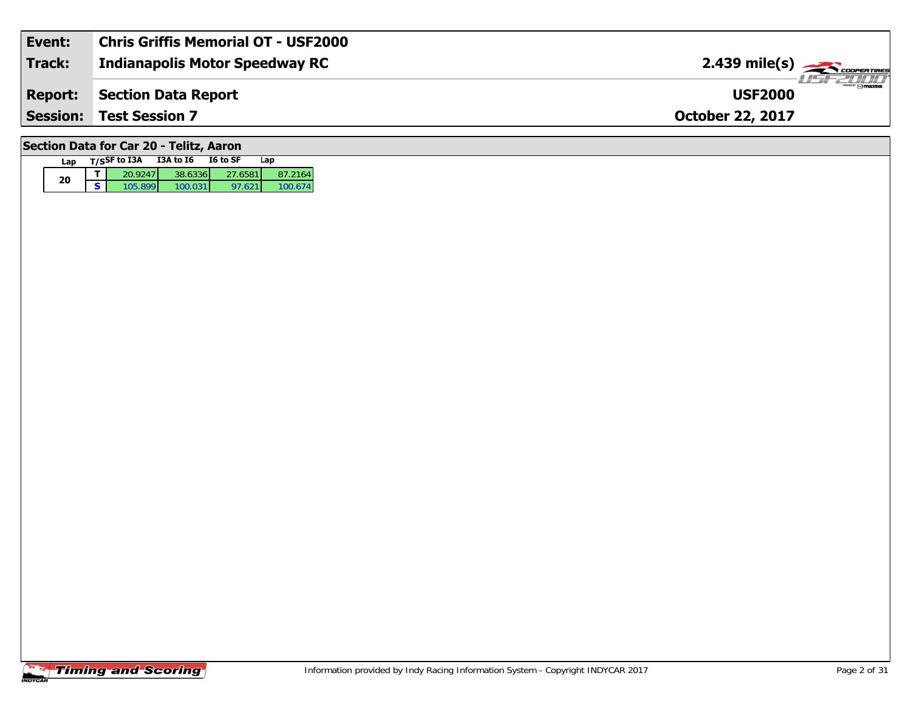| Event: | Chris Griffis Memorial OT - USF2000 | |
|---|---|---|
| Track: | Indianapolis Motor Speedway RC | 2.439 mile(s) |
| Report: | Section Data Report | USF2000 |
| Session: | Test Session 7 | October 22, 2017 |

## Section Data for Car 20 - Telitz, Aaron

| Lap | T/S | SF to I3A | I3A to I6 | I6 to SF | Lap |
|---|---|---|---|---|---|
| 20 | T | 20.9247 | 38.6336 | 27.6581 | 87.2164 |
| | S | 105.899 | 100.031 | 97.621 | 100.674 |

Information provided by Indy Racing Information System - Copyright INDYCAR 2017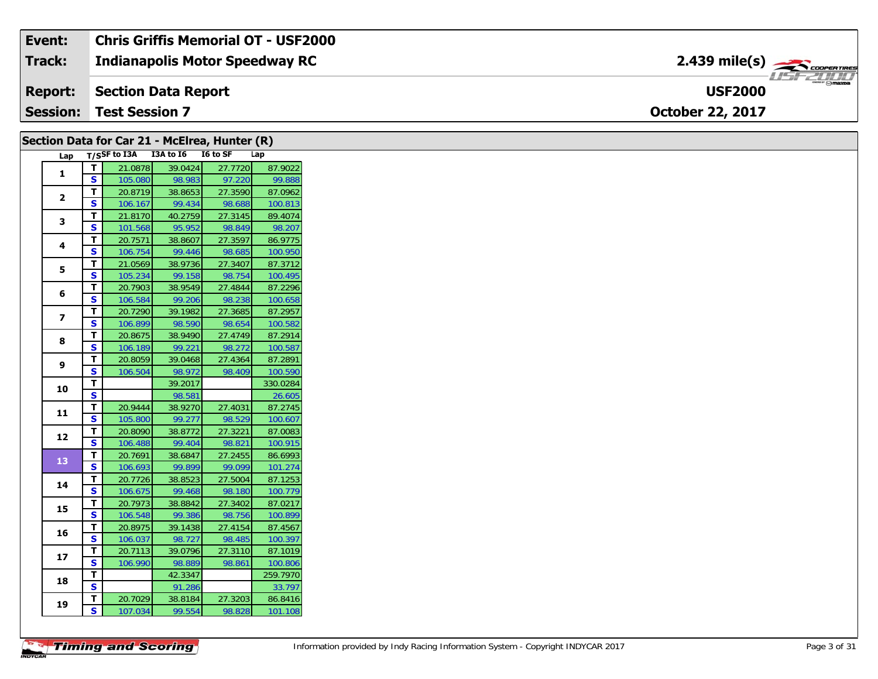| Event: | Chris Griffis Memorial OT - USF2000 | |
|---|---|---|
| Track: | Indianapolis Motor Speedway RC | 2.439 mile(s) |
| Report: | Section Data Report | USF2000 |
| Session: | Test Session 7 | October 22, 2017 |

## Section Data for Car 21 - McElrea, Hunter (R)

| Lap | T/S | SF to I3A | I3A to I6 | I6 to SF | Lap |
|---|---|---|---|---|---|
| 1 | T | 21.0878 | 39.0424 | 27.7720 | 87.9022 |
| | S | 105.080 | 98.983 | 97.220 | 99.888 |
| 2 | T | 20.8719 | 38.8653 | 27.3590 | 87.0962 |
| | S | 106.167 | 99.434 | 98.688 | 100.813 |
| 3 | T | 21.8170 | 40.2759 | 27.3145 | 89.4074 |
| | S | 101.568 | 95.952 | 98.849 | 98.207 |
| 4 | T | 20.7571 | 38.8607 | 27.3597 | 86.9775 |
| | S | 106.754 | 99.446 | 98.685 | 100.950 |
| 5 | T | 21.0569 | 38.9736 | 27.3407 | 87.3712 |
| | S | 105.234 | 99.158 | 98.754 | 100.495 |
| 6 | T | 20.7903 | 38.9549 | 27.4844 | 87.2296 |
| | S | 106.584 | 99.206 | 98.238 | 100.658 |
| 7 | T | 20.7290 | 39.1982 | 27.3685 | 87.2957 |
| | S | 106.899 | 98.590 | 98.654 | 100.582 |
| 8 | T | 20.8675 | 38.9490 | 27.4749 | 87.2914 |
| | S | 106.189 | 99.221 | 98.272 | 100.587 |
| 9 | T | 20.8059 | 39.0468 | 27.4364 | 87.2891 |
| | S | 106.504 | 98.972 | 98.409 | 100.590 |
| 10 | T | | 39.2017 | | 330.0284 |
| | S | | 98.581 | | 26.605 |
| 11 | T | 20.9444 | 38.9270 | 27.4031 | 87.2745 |
| | S | 105.800 | 99.277 | 98.529 | 100.607 |
| 12 | T | 20.8090 | 38.8772 | 27.3221 | 87.0083 |
| | S | 106.488 | 99.404 | 98.821 | 100.915 |
| 13 | T | 20.7691 | 38.6847 | 27.2455 | 86.6993 |
| | S | 106.693 | 99.899 | 99.099 | 101.274 |
| 14 | T | 20.7726 | 38.8523 | 27.5004 | 87.1253 |
| | S | 106.675 | 99.468 | 98.180 | 100.779 |
| 15 | T | 20.7973 | 38.8842 | 27.3402 | 87.0217 |
| | S | 106.548 | 99.386 | 98.756 | 100.899 |
| 16 | T | 20.8975 | 39.1438 | 27.4154 | 87.4567 |
| | S | 106.037 | 98.727 | 98.485 | 100.397 |
| 17 | T | 20.7113 | 39.0796 | 27.3110 | 87.1019 |
| | S | 106.990 | 98.889 | 98.861 | 100.806 |
| 18 | T | | 42.3347 | | 259.7970 |
| | S | | 91.286 | | 33.797 |
| 19 | T | 20.7029 | 38.8184 | 27.3203 | 86.8416 |
| | S | 107.034 | 99.554 | 98.828 | 101.108 |

Information provided by Indy Racing Information System - Copyright INDYCAR 2017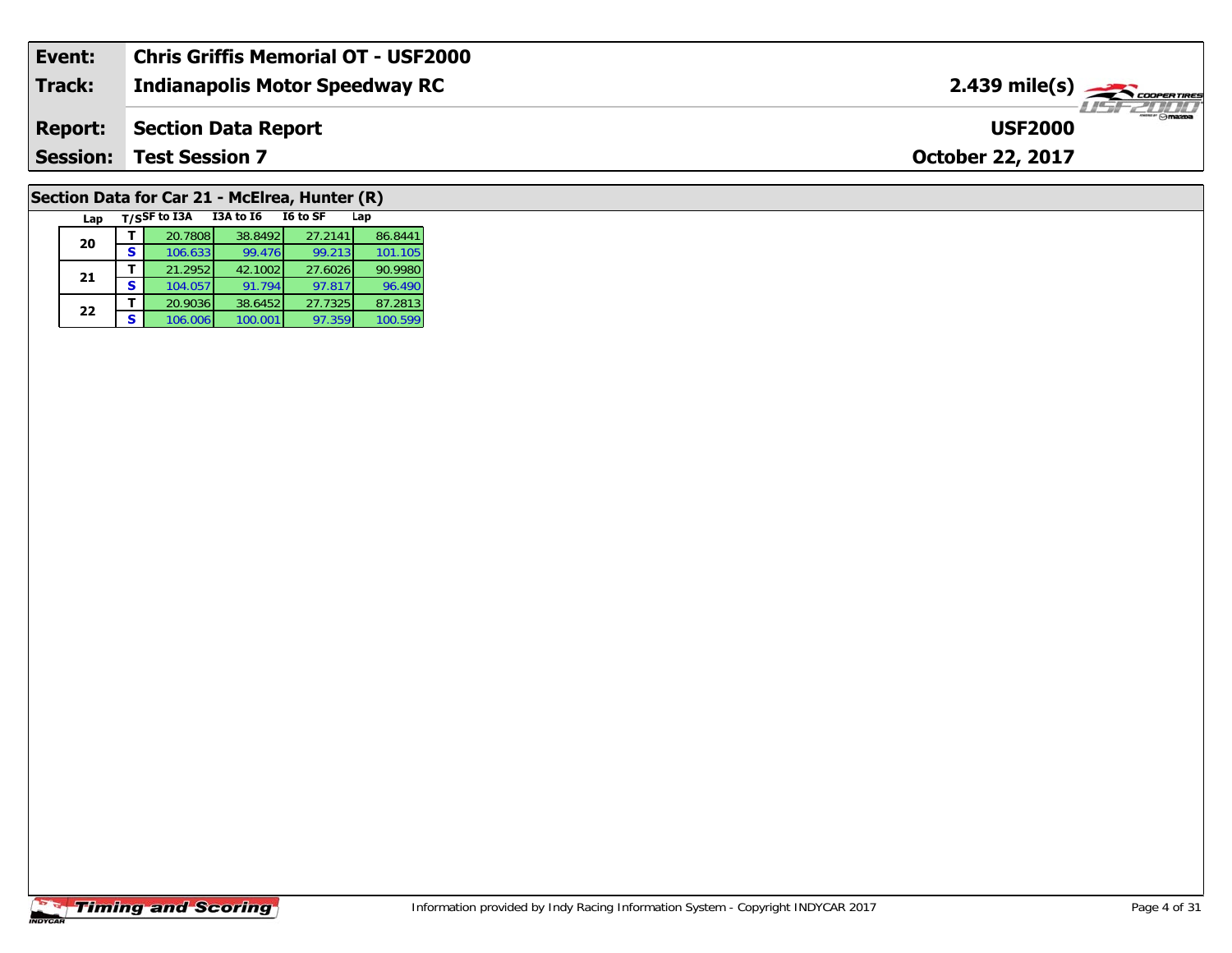| Event: | Chris Griffis Memorial OT - USF2000 | |
|---|---|---|
| Track: | Indianapolis Motor Speedway RC | 2.439 mile(s) |
| Report: | Section Data Report | USF2000 |
| Session: | Test Session 7 | October 22, 2017 |

## Section Data for Car 21 - McElrea, Hunter (R)

| Lap | T/S | SF to I3A | I3A to I6 | I6 to SF | Lap |
|---|---|---|---|---|---|
| 20 | T | 20.7808 | 38.8492 | 27.2141 | 86.8441 |
| | S | 106.633 | 99.476 | 99.213 | 101.105 |
| 21 | T | 21.2952 | 42.1002 | 27.6026 | 90.9980 |
| | S | 104.057 | 91.794 | 97.817 | 96.490 |
| 22 | T | 20.9036 | 38.6452 | 27.7325 | 87.2813 |
| | S | 106.006 | 100.001 | 97.359 | 100.599 |

Information provided by Indy Racing Information System - Copyright INDYCAR 2017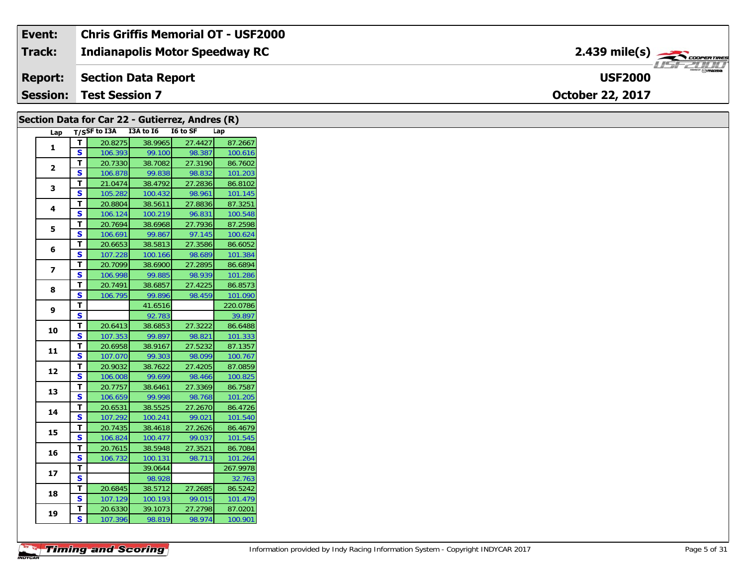| Event: | Chris Griffis Memorial OT - USF2000 | |
|---|---|---|
| Track: | Indianapolis Motor Speedway RC | 2.439 mile(s) |
| Report: | Section Data Report | USF2000 |
| Session: | Test Session 7 | October 22, 2017 |

## Section Data for Car 22 - Gutierrez, Andres (R)

| Lap | T/S | SF to I3A | I3A to I6 | I6 to SF | Lap |
|---|---|---|---|---|---|
| 1 | T | 20.8275 | 38.9965 | 27.4427 | 87.2667 |
| | S | 106.393 | 99.100 | 98.387 | 100.616 |
| 2 | T | 20.7330 | 38.7082 | 27.3190 | 86.7602 |
| | S | 106.878 | 99.838 | 98.832 | 101.203 |
| 3 | T | 21.0474 | 38.4792 | 27.2836 | 86.8102 |
| | S | 105.282 | 100.432 | 98.961 | 101.145 |
| 4 | T | 20.8804 | 38.5611 | 27.8836 | 87.3251 |
| | S | 106.124 | 100.219 | 96.831 | 100.548 |
| 5 | T | 20.7694 | 38.6968 | 27.7936 | 87.2598 |
| | S | 106.691 | 99.867 | 97.145 | 100.624 |
| 6 | T | 20.6653 | 38.5813 | 27.3586 | 86.6052 |
| | S | 107.228 | 100.166 | 98.689 | 101.384 |
| 7 | T | 20.7099 | 38.6900 | 27.2895 | 86.6894 |
| | S | 106.998 | 99.885 | 98.939 | 101.286 |
| 8 | T | 20.7491 | 38.6857 | 27.4225 | 86.8573 |
| | S | 106.795 | 99.896 | 98.459 | 101.090 |
| 9 | T | | 41.6516 | | 220.0786 |
| | S | | 92.783 | | 39.897 |
| 10 | T | 20.6413 | 38.6853 | 27.3222 | 86.6488 |
| | S | 107.353 | 99.897 | 98.821 | 101.333 |
| 11 | T | 20.6958 | 38.9167 | 27.5232 | 87.1357 |
| | S | 107.070 | 99.303 | 98.099 | 100.767 |
| 12 | T | 20.9032 | 38.7622 | 27.4205 | 87.0859 |
| | S | 106.008 | 99.699 | 98.466 | 100.825 |
| 13 | T | 20.7757 | 38.6461 | 27.3369 | 86.7587 |
| | S | 106.659 | 99.998 | 98.768 | 101.205 |
| 14 | T | 20.6531 | 38.5525 | 27.2670 | 86.4726 |
| | S | 107.292 | 100.241 | 99.021 | 101.540 |
| 15 | T | 20.7435 | 38.4618 | 27.2626 | 86.4679 |
| | S | 106.824 | 100.477 | 99.037 | 101.545 |
| 16 | T | 20.7615 | 38.5948 | 27.3521 | 86.7084 |
| | S | 106.732 | 100.131 | 98.713 | 101.264 |
| 17 | T | | 39.0644 | | 267.9978 |
| | S | | 98.928 | | 32.763 |
| 18 | T | 20.6845 | 38.5712 | 27.2685 | 86.5242 |
| | S | 107.129 | 100.193 | 99.015 | 101.479 |
| 19 | T | 20.6330 | 39.1073 | 27.2798 | 87.0201 |
| | S | 107.396 | 98.819 | 98.974 | 100.901 |

Information provided by Indy Racing Information System - Copyright INDYCAR 2017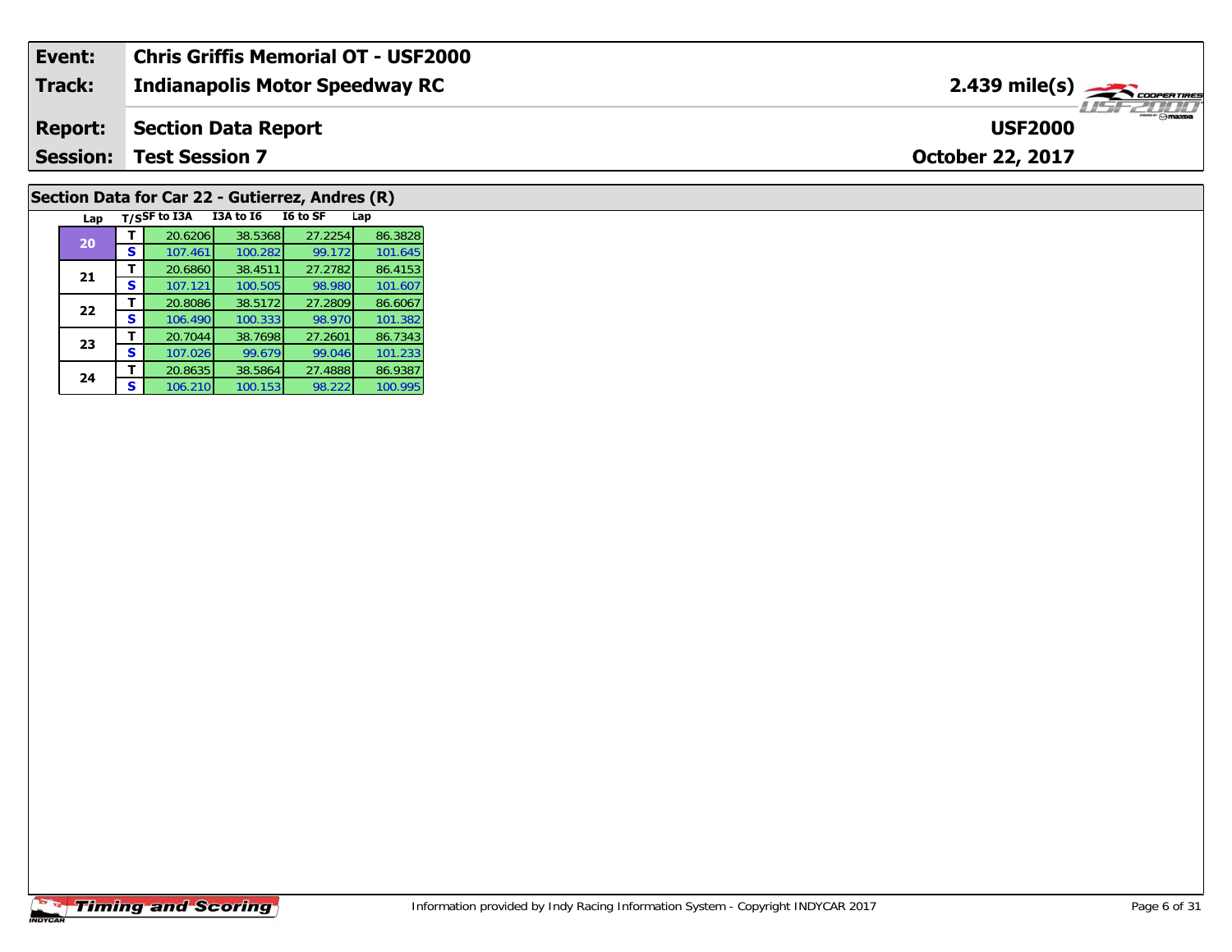| Event: | Chris Griffis Memorial OT - USF2000 | |
|---|---|---|
| Track: | Indianapolis Motor Speedway RC | 2.439 mile(s) |
| Report: | Section Data Report | USF2000 |
| Session: | Test Session 7 | October 22, 2017 |

## Section Data for Car 22 - Gutierrez, Andres (R)

| Lap | T/S | SF to I3A | I3A to I6 | I6 to SF | Lap |
|---|---|---|---|---|---|
| 20 | T | 20.6206 | 38.5368 | 27.2254 | 86.3828 |
| | S | 107.461 | 100.282 | 99.172 | 101.645 |
| 21 | T | 20.6860 | 38.4511 | 27.2782 | 86.4153 |
| | S | 107.121 | 100.505 | 98.980 | 101.607 |
| 22 | T | 20.8086 | 38.5172 | 27.2809 | 86.6067 |
| | S | 106.490 | 100.333 | 98.970 | 101.382 |
| 23 | T | 20.7044 | 38.7698 | 27.2601 | 86.7343 |
| | S | 107.026 | 99.679 | 99.046 | 101.233 |
| 24 | T | 20.8635 | 38.5864 | 27.4888 | 86.9387 |
| | S | 106.210 | 100.153 | 98.222 | 100.995 |

Information provided by Indy Racing Information System - Copyright INDYCAR 2017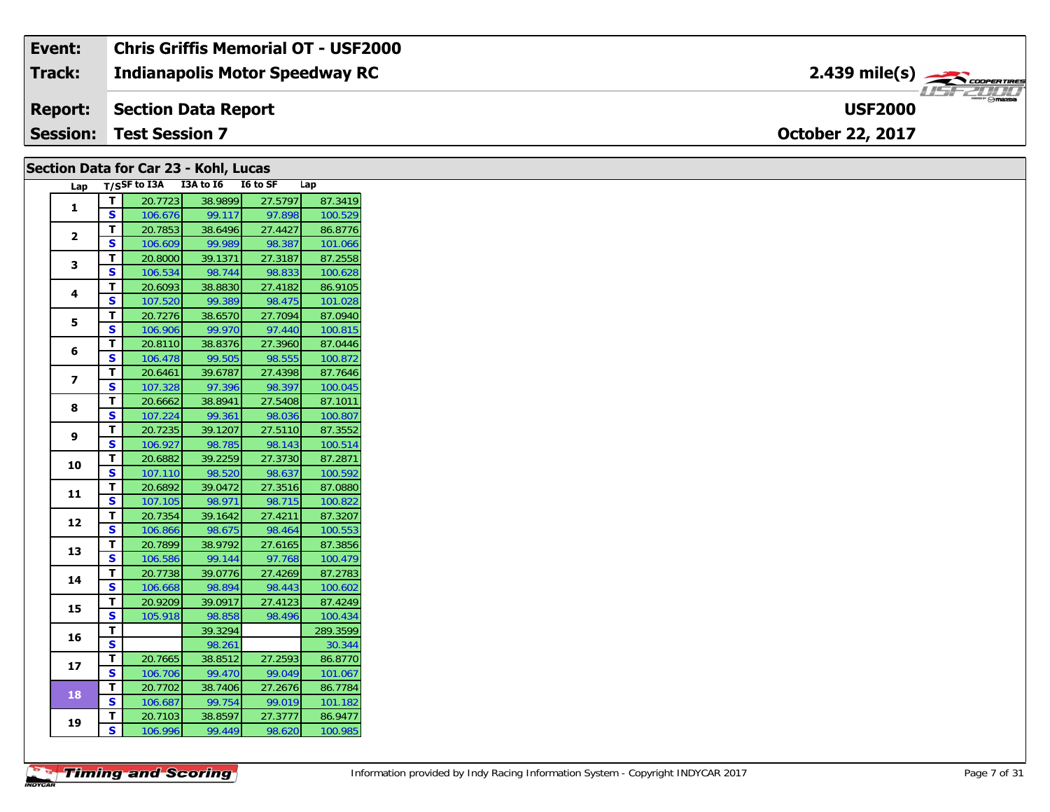| Event: | Chris Griffis Memorial OT - USF2000 | |
|---|---|---|
| Track: | Indianapolis Motor Speedway RC | 2.439 mile(s) |
| Report: | Section Data Report | USF2000 |
| Session: | Test Session 7 | October 22, 2017 |

## Section Data for Car 23 - Kohl, Lucas

| Lap | T/S | SF to I3A | I3A to I6 | I6 to SF | Lap |
|---|---|---|---|---|---|
| 1 | T | 20.7723 | 38.9899 | 27.5797 | 87.3419 |
| | S | 106.676 | 99.117 | 97.898 | 100.529 |
| 2 | T | 20.7853 | 38.6496 | 27.4427 | 86.8776 |
| | S | 106.609 | 99.989 | 98.387 | 101.066 |
| 3 | T | 20.8000 | 39.1371 | 27.3187 | 87.2558 |
| | S | 106.534 | 98.744 | 98.833 | 100.628 |
| 4 | T | 20.6093 | 38.8830 | 27.4182 | 86.9105 |
| | S | 107.520 | 99.389 | 98.475 | 101.028 |
| 5 | T | 20.7276 | 38.6570 | 27.7094 | 87.0940 |
| | S | 106.906 | 99.970 | 97.440 | 100.815 |
| 6 | T | 20.8110 | 38.8376 | 27.3960 | 87.0446 |
| | S | 106.478 | 99.505 | 98.555 | 100.872 |
| 7 | T | 20.6461 | 39.6787 | 27.4398 | 87.7646 |
| | S | 107.328 | 97.396 | 98.397 | 100.045 |
| 8 | T | 20.6662 | 38.8941 | 27.5408 | 87.1011 |
| | S | 107.224 | 99.361 | 98.036 | 100.807 |
| 9 | T | 20.7235 | 39.1207 | 27.5110 | 87.3552 |
| | S | 106.927 | 98.785 | 98.143 | 100.514 |
| 10 | T | 20.6882 | 39.2259 | 27.3730 | 87.2871 |
| | S | 107.110 | 98.520 | 98.637 | 100.592 |
| 11 | T | 20.6892 | 39.0472 | 27.3516 | 87.0880 |
| | S | 107.105 | 98.971 | 98.715 | 100.822 |
| 12 | T | 20.7354 | 39.1642 | 27.4211 | 87.3207 |
| | S | 106.866 | 98.675 | 98.464 | 100.553 |
| 13 | T | 20.7899 | 38.9792 | 27.6165 | 87.3856 |
| | S | 106.586 | 99.144 | 97.768 | 100.479 |
| 14 | T | 20.7738 | 39.0776 | 27.4269 | 87.2783 |
| | S | 106.668 | 98.894 | 98.443 | 100.602 |
| 15 | T | 20.9209 | 39.0917 | 27.4123 | 87.4249 |
| | S | 105.918 | 98.858 | 98.496 | 100.434 |
| 16 | T | | 39.3294 | | 289.3599 |
| | S | | 98.261 | | 30.344 |
| 17 | T | 20.7665 | 38.8512 | 27.2593 | 86.8770 |
| | S | 106.706 | 99.470 | 99.049 | 101.067 |
| 18 | T | 20.7702 | 38.7406 | 27.2676 | 86.7784 |
| | S | 106.687 | 99.754 | 99.019 | 101.182 |
| 19 | T | 20.7103 | 38.8597 | 27.3777 | 86.9477 |
| | S | 106.996 | 99.449 | 98.620 | 100.985 |

Information provided by Indy Racing Information System - Copyright INDYCAR 2017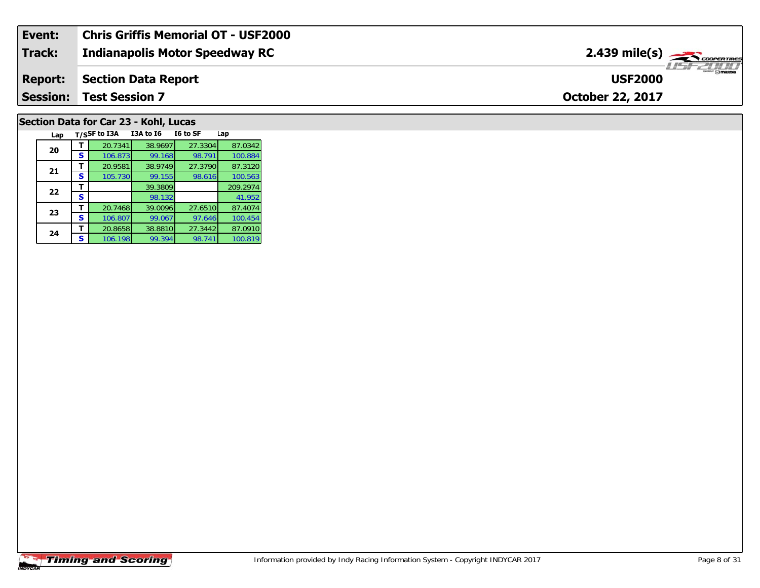| Event: | Chris Griffis Memorial OT - USF2000 | |
|---|---|---|
| Track: | Indianapolis Motor Speedway RC | 2.439 mile(s) |
| Report: | Section Data Report | USF2000 |
| Session: | Test Session 7 | October 22, 2017 |

## Section Data for Car 23 - Kohl, Lucas

| Lap | T/S | SF to I3A | I3A to I6 | I6 to SF | Lap |
|---|---|---|---|---|---|
| 20 | T | 20.7341 | 38.9697 | 27.3304 | 87.0342 |
| | S | 106.873 | 99.168 | 98.791 | 100.884 |
| 21 | T | 20.9581 | 38.9749 | 27.3790 | 87.3120 |
| | S | 105.730 | 99.155 | 98.616 | 100.563 |
| 22 | T | | 39.3809 | | 209.2974 |
| | S | | 98.132 | | 41.952 |
| 23 | T | 20.7468 | 39.0096 | 27.6510 | 87.4074 |
| | S | 106.807 | 99.067 | 97.646 | 100.454 |
| 24 | T | 20.8658 | 38.8810 | 27.3442 | 87.0910 |
| | S | 106.198 | 99.394 | 98.741 | 100.819 |

Timing and Scoring

Information provided by Indy Racing Information System - Copyright INDYCAR 2017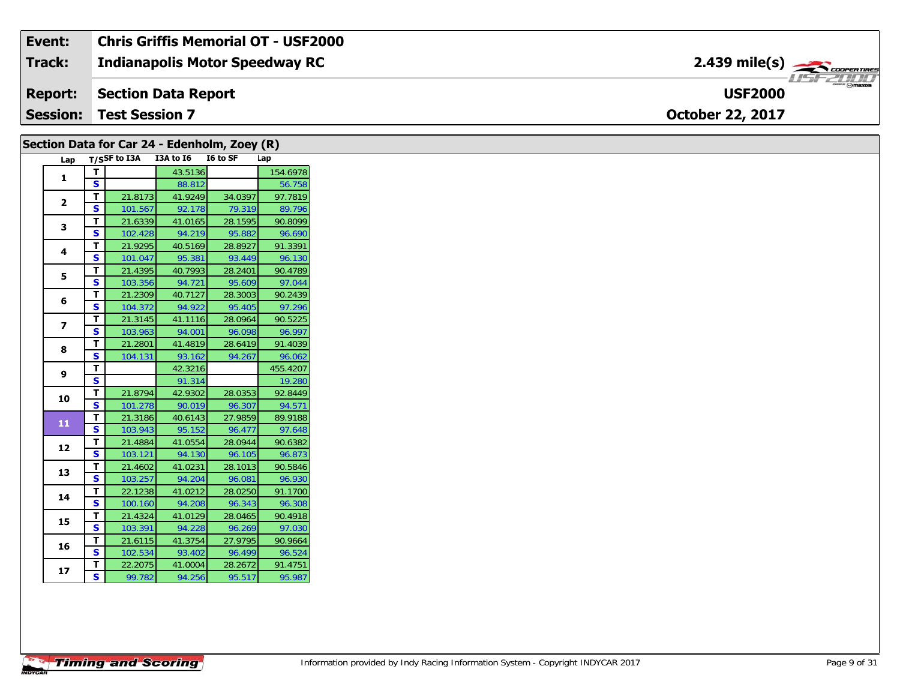| Event: | Chris Griffis Memorial OT - USF2000 | |
|---|---|---|
| Track: | Indianapolis Motor Speedway RC | 2.439 mile(s) |
| Report: | Section Data Report | USF2000 |
| Session: | Test Session 7 | October 22, 2017 |

## Section Data for Car 24 - Edenholm, Zoey (R)

| Lap | T/S | SF to I3A | I3A to I6 | I6 to SF | Lap |
|---|---|---|---|---|---|
| 1 | T | | 43.5136 | | 154.6978 |
| | S | | 88.812 | | 56.758 |
| 2 | T | 21.8173 | 41.9249 | 34.0397 | 97.7819 |
| | S | 101.567 | 92.178 | 79.319 | 89.796 |
| 3 | T | 21.6339 | 41.0165 | 28.1595 | 90.8099 |
| | S | 102.428 | 94.219 | 95.882 | 96.690 |
| 4 | T | 21.9295 | 40.5169 | 28.8927 | 91.3391 |
| | S | 101.047 | 95.381 | 93.449 | 96.130 |
| 5 | T | 21.4395 | 40.7993 | 28.2401 | 90.4789 |
| | S | 103.356 | 94.721 | 95.609 | 97.044 |
| 6 | T | 21.2309 | 40.7127 | 28.3003 | 90.2439 |
| | S | 104.372 | 94.922 | 95.405 | 97.296 |
| 7 | T | 21.3145 | 41.1116 | 28.0964 | 90.5225 |
| | S | 103.963 | 94.001 | 96.098 | 96.997 |
| 8 | T | 21.2801 | 41.4819 | 28.6419 | 91.4039 |
| | S | 104.131 | 93.162 | 94.267 | 96.062 |
| 9 | T | | 42.3216 | | 455.4207 |
| | S | | 91.314 | | 19.280 |
| 10 | T | 21.8794 | 42.9302 | 28.0353 | 92.8449 |
| | S | 101.278 | 90.019 | 96.307 | 94.571 |
| 11 | T | 21.3186 | 40.6143 | 27.9859 | 89.9188 |
| | S | 103.943 | 95.152 | 96.477 | 97.648 |
| 12 | T | 21.4884 | 41.0554 | 28.0944 | 90.6382 |
| | S | 103.121 | 94.130 | 96.105 | 96.873 |
| 13 | T | 21.4602 | 41.0231 | 28.1013 | 90.5846 |
| | S | 103.257 | 94.204 | 96.081 | 96.930 |
| 14 | T | 22.1238 | 41.0212 | 28.0250 | 91.1700 |
| | S | 100.160 | 94.208 | 96.343 | 96.308 |
| 15 | T | 21.4324 | 41.0129 | 28.0465 | 90.4918 |
| | S | 103.391 | 94.228 | 96.269 | 97.030 |
| 16 | T | 21.6115 | 41.3754 | 27.9795 | 90.9664 |
| | S | 102.534 | 93.402 | 96.499 | 96.524 |
| 17 | T | 22.2075 | 41.0004 | 28.2672 | 91.4751 |
| | S | 99.782 | 94.256 | 95.517 | 95.987 |

Information provided by Indy Racing Information System - Copyright INDYCAR 2017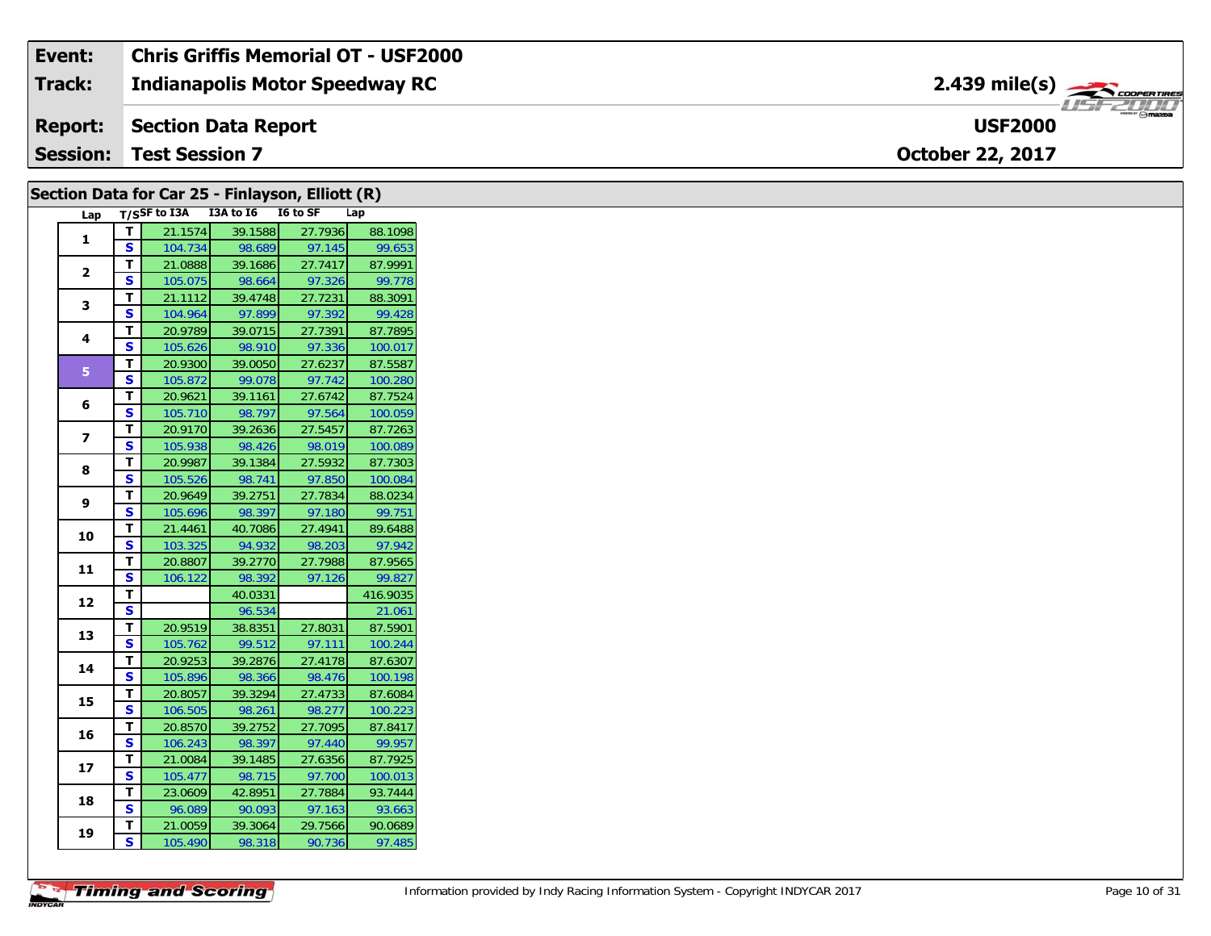| Event: | Chris Griffis Memorial OT - USF2000 | |
|---|---|---|
| Track: | Indianapolis Motor Speedway RC | 2.439 mile(s) |
| Report: | Section Data Report | USF2000 |
| Session: | Test Session 7 | October 22, 2017 |

## Section Data for Car 25 - Finlayson, Elliott (R)

| Lap | T/S | SF to I3A | I3A to I6 | I6 to SF | Lap |
|---|---|---|---|---|---|
| 1 | T | 21.1574 | 39.1588 | 27.7936 | 88.1098 |
| | S | 104.734 | 98.689 | 97.145 | 99.653 |
| 2 | T | 21.0888 | 39.1686 | 27.7417 | 87.9991 |
| | S | 105.075 | 98.664 | 97.326 | 99.778 |
| 3 | T | 21.1112 | 39.4748 | 27.7231 | 88.3091 |
| | S | 104.964 | 97.899 | 97.392 | 99.428 |
| 4 | T | 20.9789 | 39.0715 | 27.7391 | 87.7895 |
| | S | 105.626 | 98.910 | 97.336 | 100.017 |
| 5 | T | 20.9300 | 39.0050 | 27.6237 | 87.5587 |
| | S | 105.872 | 99.078 | 97.742 | 100.280 |
| 6 | T | 20.9621 | 39.1161 | 27.6742 | 87.7524 |
| | S | 105.710 | 98.797 | 97.564 | 100.059 |
| 7 | T | 20.9170 | 39.2636 | 27.5457 | 87.7263 |
| | S | 105.938 | 98.426 | 98.019 | 100.089 |
| 8 | T | 20.9987 | 39.1384 | 27.5932 | 87.7303 |
| | S | 105.526 | 98.741 | 97.850 | 100.084 |
| 9 | T | 20.9649 | 39.2751 | 27.7834 | 88.0234 |
| | S | 105.696 | 98.397 | 97.180 | 99.751 |
| 10 | T | 21.4461 | 40.7086 | 27.4941 | 89.6488 |
| | S | 103.325 | 94.932 | 98.203 | 97.942 |
| 11 | T | 20.8807 | 39.2770 | 27.7988 | 87.9565 |
| | S | 106.122 | 98.392 | 97.126 | 99.827 |
| 12 | T | | 40.0331 | | 416.9035 |
| | S | | 96.534 | | 21.061 |
| 13 | T | 20.9519 | 38.8351 | 27.8031 | 87.5901 |
| | S | 105.762 | 99.512 | 97.111 | 100.244 |
| 14 | T | 20.9253 | 39.2876 | 27.4178 | 87.6307 |
| | S | 105.896 | 98.366 | 98.476 | 100.198 |
| 15 | T | 20.8057 | 39.3294 | 27.4733 | 87.6084 |
| | S | 106.505 | 98.261 | 98.277 | 100.223 |
| 16 | T | 20.8570 | 39.2752 | 27.7095 | 87.8417 |
| | S | 106.243 | 98.397 | 97.440 | 99.957 |
| 17 | T | 21.0084 | 39.1485 | 27.6356 | 87.7925 |
| | S | 105.477 | 98.715 | 97.700 | 100.013 |
| 18 | T | 23.0609 | 42.8951 | 27.7884 | 93.7444 |
| | S | 96.089 | 90.093 | 97.163 | 93.663 |
| 19 | T | 21.0059 | 39.3064 | 29.7566 | 90.0689 |
| | S | 105.490 | 98.318 | 90.736 | 97.485 |

Information provided by Indy Racing Information System - Copyright INDYCAR 2017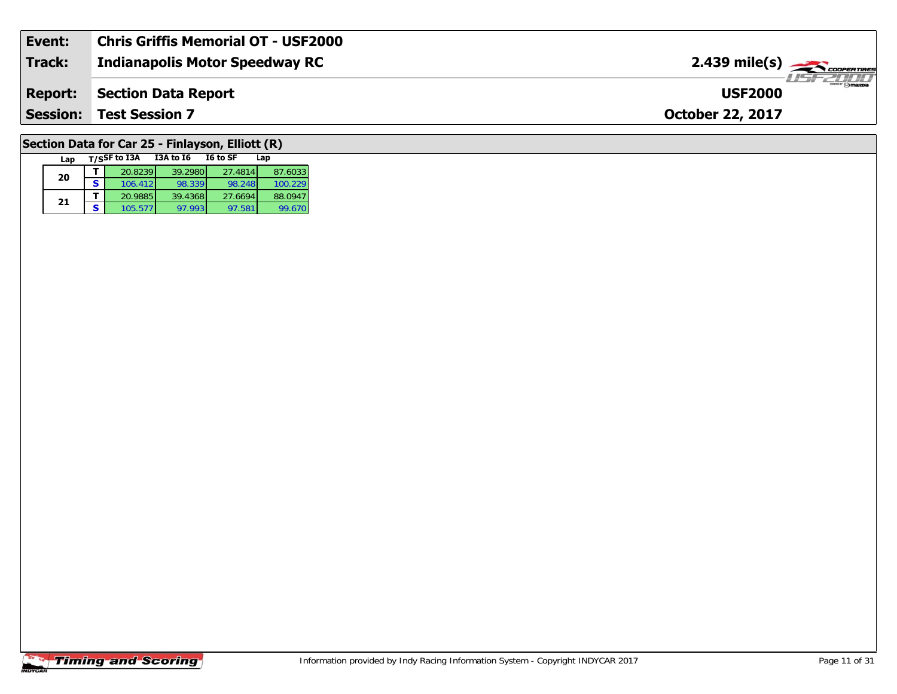| Event: | Chris Griffis Memorial OT - USF2000 | |
|---|---|---|
| Track: | Indianapolis Motor Speedway RC | 2.439 mile(s) |
| Report: | Section Data Report | USF2000 |
| Session: | Test Session 7 | October 22, 2017 |

## Section Data for Car 25 - Finlayson, Elliott (R)

| Lap | T/S | SF to I3A | I3A to I6 | I6 to SF | Lap |
|---|---|---|---|---|---|
| 20 | T | 20.8239 | 39.2980 | 27.4814 | 87.6033 |
| | S | 106.412 | 98.339 | 98.248 | 100.229 |
| 21 | T | 20.9885 | 39.4368 | 27.6694 | 88.0947 |
| | S | 105.577 | 97.993 | 97.581 | 99.670 |

Information provided by Indy Racing Information System - Copyright INDYCAR 2017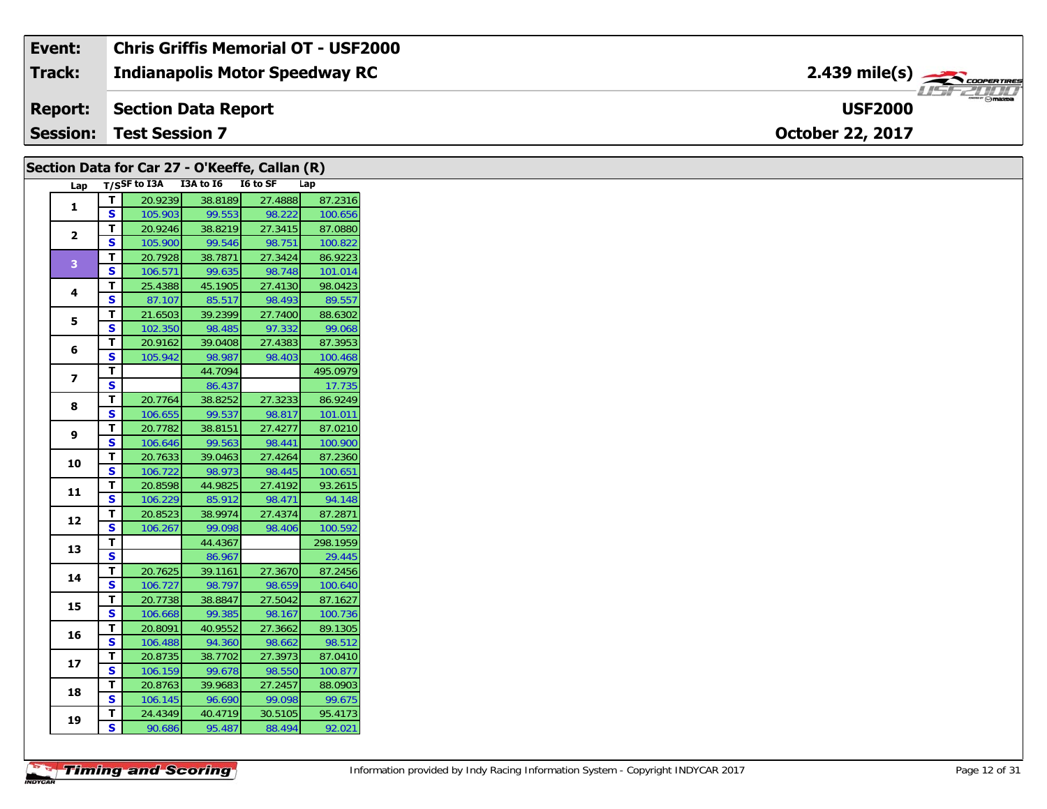| Event: | Chris Griffis Memorial OT - USF2000 | |
|---|---|---|
| Track: | Indianapolis Motor Speedway RC | 2.439 mile(s) |
| Report: | Section Data Report | USF2000 |
| Session: | Test Session 7 | October 22, 2017 |

## Section Data for Car 27 - O'Keeffe, Callan (R)

| Lap | T/S | SF to I3A | I3A to I6 | I6 to SF | Lap |
|---|---|---|---|---|---|
| 1 | T | 20.9239 | 38.8189 | 27.4888 | 87.2316 |
| | S | 105.903 | 99.553 | 98.222 | 100.656 |
| 2 | T | 20.9246 | 38.8219 | 27.3415 | 87.0880 |
| | S | 105.900 | 99.546 | 98.751 | 100.822 |
| 3 | T | 20.7928 | 38.7871 | 27.3424 | 86.9223 |
| | S | 106.571 | 99.635 | 98.748 | 101.014 |
| 4 | T | 25.4388 | 45.1905 | 27.4130 | 98.0423 |
| | S | 87.107 | 85.517 | 98.493 | 89.557 |
| 5 | T | 21.6503 | 39.2399 | 27.7400 | 88.6302 |
| | S | 102.350 | 98.485 | 97.332 | 99.068 |
| 6 | T | 20.9162 | 39.0408 | 27.4383 | 87.3953 |
| | S | 105.942 | 98.987 | 98.403 | 100.468 |
| 7 | T | | 44.7094 | | 495.0979 |
| | S | | 86.437 | | 17.735 |
| 8 | T | 20.7764 | 38.8252 | 27.3233 | 86.9249 |
| | S | 106.655 | 99.537 | 98.817 | 101.011 |
| 9 | T | 20.7782 | 38.8151 | 27.4277 | 87.0210 |
| | S | 106.646 | 99.563 | 98.441 | 100.900 |
| 10 | T | 20.7633 | 39.0463 | 27.4264 | 87.2360 |
| | S | 106.722 | 98.973 | 98.445 | 100.651 |
| 11 | T | 20.8598 | 44.9825 | 27.4192 | 93.2615 |
| | S | 106.229 | 85.912 | 98.471 | 94.148 |
| 12 | T | 20.8523 | 38.9974 | 27.4374 | 87.2871 |
| | S | 106.267 | 99.098 | 98.406 | 100.592 |
| 13 | T | | 44.4367 | | 298.1959 |
| | S | | 86.967 | | 29.445 |
| 14 | T | 20.7625 | 39.1161 | 27.3670 | 87.2456 |
| | S | 106.727 | 98.797 | 98.659 | 100.640 |
| 15 | T | 20.7738 | 38.8847 | 27.5042 | 87.1627 |
| | S | 106.668 | 99.385 | 98.167 | 100.736 |
| 16 | T | 20.8091 | 40.9552 | 27.3662 | 89.1305 |
| | S | 106.488 | 94.360 | 98.662 | 98.512 |
| 17 | T | 20.8735 | 38.7702 | 27.3973 | 87.0410 |
| | S | 106.159 | 99.678 | 98.550 | 100.877 |
| 18 | T | 20.8763 | 39.9683 | 27.2457 | 88.0903 |
| | S | 106.145 | 96.690 | 99.098 | 99.675 |
| 19 | T | 24.4349 | 40.4719 | 30.5105 | 95.4173 |
| | S | 90.686 | 95.487 | 88.494 | 92.021 |

Information provided by Indy Racing Information System - Copyright INDYCAR 2017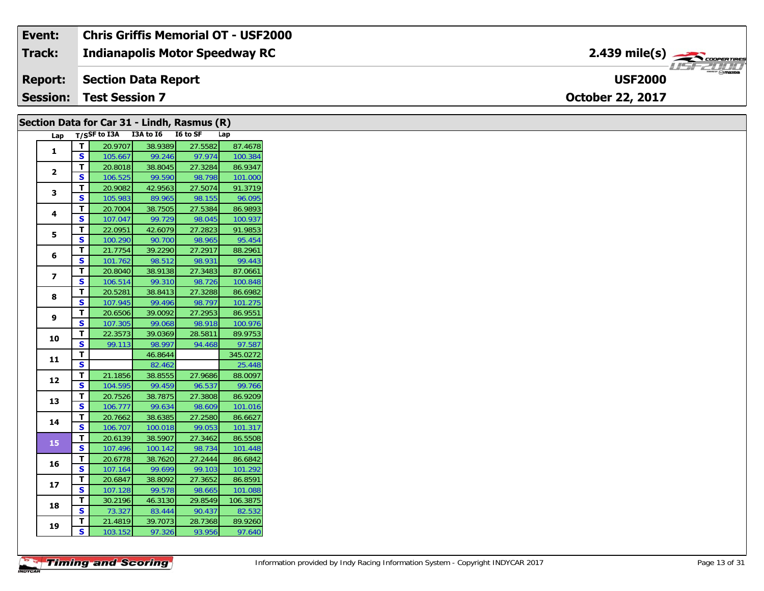| Event: | Chris Griffis Memorial OT - USF2000 | |
|---|---|---|
| Track: | Indianapolis Motor Speedway RC | 2.439 mile(s) |
| Report: | Section Data Report | USF2000 |
| Session: | Test Session 7 | October 22, 2017 |

## Section Data for Car 31 - Lindh, Rasmus (R)

| Lap | T/S | SF to I3A | I3A to I6 | I6 to SF | Lap |
|---|---|---|---|---|---|
| 1 | T | 20.9707 | 38.9389 | 27.5582 | 87.4678 |
| | S | 105.667 | 99.246 | 97.974 | 100.384 |
| 2 | T | 20.8018 | 38.8045 | 27.3284 | 86.9347 |
| | S | 106.525 | 99.590 | 98.798 | 101.000 |
| 3 | T | 20.9082 | 42.9563 | 27.5074 | 91.3719 |
| | S | 105.983 | 89.965 | 98.155 | 96.095 |
| 4 | T | 20.7004 | 38.7505 | 27.5384 | 86.9893 |
| | S | 107.047 | 99.729 | 98.045 | 100.937 |
| 5 | T | 22.0951 | 42.6079 | 27.2823 | 91.9853 |
| | S | 100.290 | 90.700 | 98.965 | 95.454 |
| 6 | T | 21.7754 | 39.2290 | 27.2917 | 88.2961 |
| | S | 101.762 | 98.512 | 98.931 | 99.443 |
| 7 | T | 20.8040 | 38.9138 | 27.3483 | 87.0661 |
| | S | 106.514 | 99.310 | 98.726 | 100.848 |
| 8 | T | 20.5281 | 38.8413 | 27.3288 | 86.6982 |
| | S | 107.945 | 99.496 | 98.797 | 101.275 |
| 9 | T | 20.6506 | 39.0092 | 27.2953 | 86.9551 |
| | S | 107.305 | 99.068 | 98.918 | 100.976 |
| 10 | T | 22.3573 | 39.0369 | 28.5811 | 89.9753 |
| | S | 99.113 | 98.997 | 94.468 | 97.587 |
| 11 | T | | 46.8644 | | 345.0272 |
| | S | | 82.462 | | 25.448 |
| 12 | T | 21.1856 | 38.8555 | 27.9686 | 88.0097 |
| | S | 104.595 | 99.459 | 96.537 | 99.766 |
| 13 | T | 20.7526 | 38.7875 | 27.3808 | 86.9209 |
| | S | 106.777 | 99.634 | 98.609 | 101.016 |
| 14 | T | 20.7662 | 38.6385 | 27.2580 | 86.6627 |
| | S | 106.707 | 100.018 | 99.053 | 101.317 |
| 15 | T | 20.6139 | 38.5907 | 27.3462 | 86.5508 |
| | S | 107.496 | 100.142 | 98.734 | 101.448 |
| 16 | T | 20.6778 | 38.7620 | 27.2444 | 86.6842 |
| | S | 107.164 | 99.699 | 99.103 | 101.292 |
| 17 | T | 20.6847 | 38.8092 | 27.3652 | 86.8591 |
| | S | 107.128 | 99.578 | 98.665 | 101.088 |
| 18 | T | 30.2196 | 46.3130 | 29.8549 | 106.3875 |
| | S | 73.327 | 83.444 | 90.437 | 82.532 |
| 19 | T | 21.4819 | 39.7073 | 28.7368 | 89.9260 |
| | S | 103.152 | 97.326 | 93.956 | 97.640 |

Information provided by Indy Racing Information System - Copyright INDYCAR 2017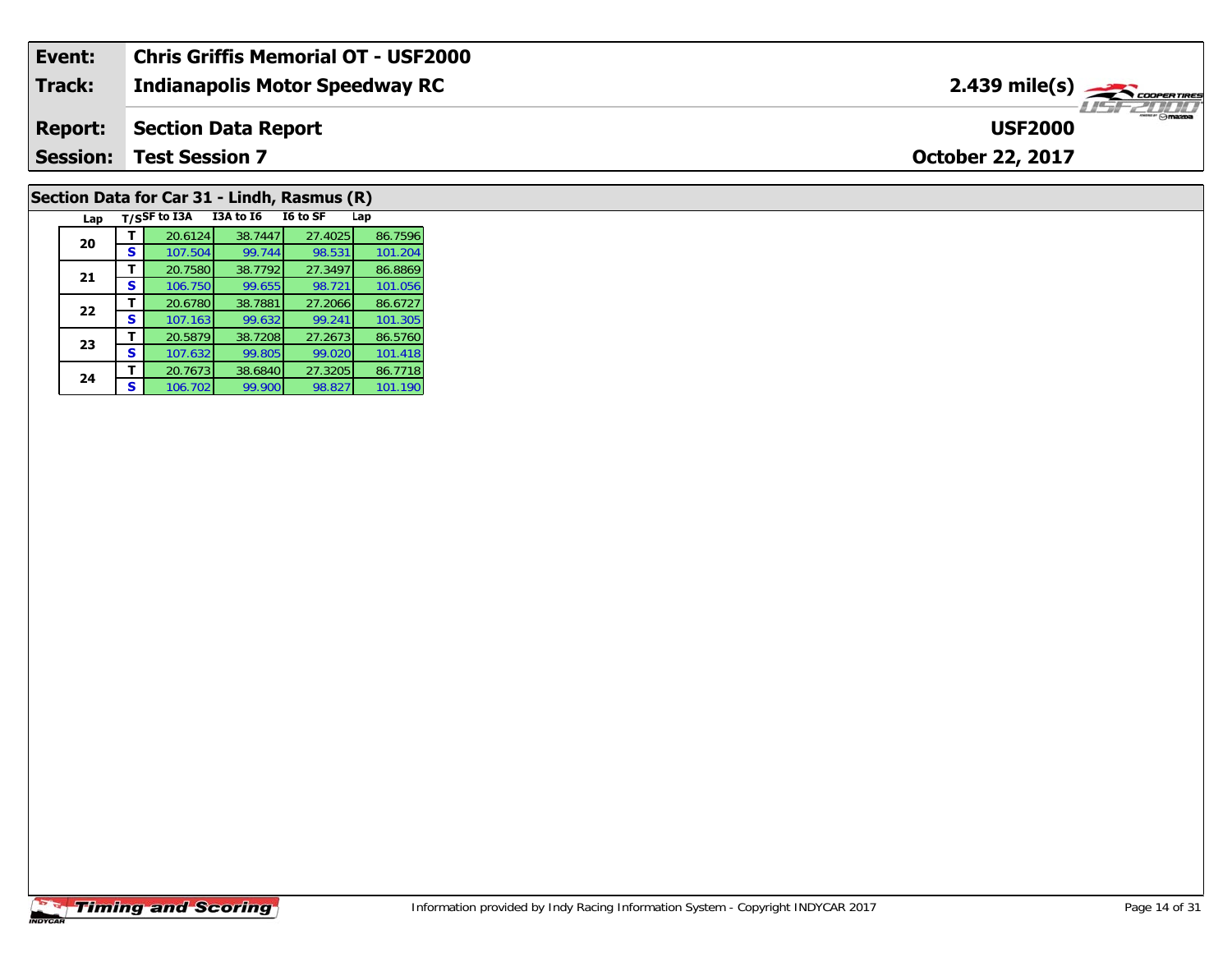| Event: | Chris Griffis Memorial OT - USF2000 | |
|---|---|---|
| Track: | Indianapolis Motor Speedway RC | 2.439 mile(s) |
| Report: | Section Data Report | USF2000 |
| Session: | Test Session 7 | October 22, 2017 |

## Section Data for Car 31 - Lindh, Rasmus (R)

| Lap | T/S | SF to I3A | I3A to I6 | I6 to SF | Lap |
|---|---|---|---|---|---|
| 20 | T | 20.6124 | 38.7447 | 27.4025 | 86.7596 |
| | S | 107.504 | 99.744 | 98.531 | 101.204 |
| 21 | T | 20.7580 | 38.7792 | 27.3497 | 86.8869 |
| | S | 106.750 | 99.655 | 98.721 | 101.056 |
| 22 | T | 20.6780 | 38.7881 | 27.2066 | 86.6727 |
| | S | 107.163 | 99.632 | 99.241 | 101.305 |
| 23 | T | 20.5879 | 38.7208 | 27.2673 | 86.5760 |
| | S | 107.632 | 99.805 | 99.020 | 101.418 |
| 24 | T | 20.7673 | 38.6840 | 27.3205 | 86.7718 |
| | S | 106.702 | 99.900 | 98.827 | 101.190 |

Timing and Scoring

Information provided by Indy Racing Information System - Copyright INDYCAR 2017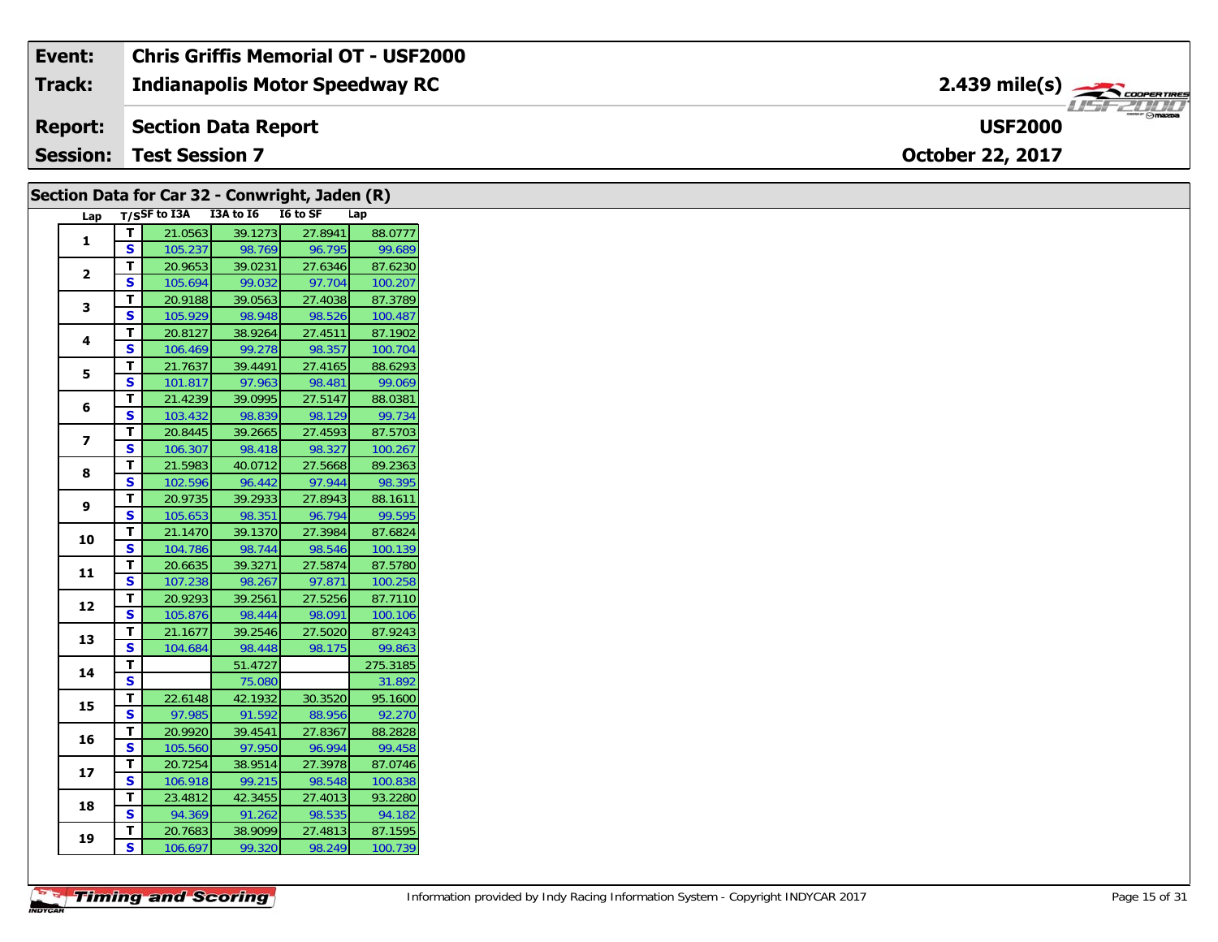| Event: | Chris Griffis Memorial OT - USF2000 | |
|---|---|---|
| Track: | Indianapolis Motor Speedway RC | 2.439 mile(s) |
| Report: | Section Data Report | USF2000 |
| Session: | Test Session 7 | October 22, 2017 |

## Section Data for Car 32 - Conwright, Jaden (R)

| Lap | T/S | SF to I3A | I3A to I6 | I6 to SF | Lap |
|---|---|---|---|---|---|
| 1 | T | 21.0563 | 39.1273 | 27.8941 | 88.0777 |
| | S | 105.237 | 98.769 | 96.795 | 99.689 |
| 2 | T | 20.9653 | 39.0231 | 27.6346 | 87.6230 |
| | S | 105.694 | 99.032 | 97.704 | 100.207 |
| 3 | T | 20.9188 | 39.0563 | 27.4038 | 87.3789 |
| | S | 105.929 | 98.948 | 98.526 | 100.487 |
| 4 | T | 20.8127 | 38.9264 | 27.4511 | 87.1902 |
| | S | 106.469 | 99.278 | 98.357 | 100.704 |
| 5 | T | 21.7637 | 39.4491 | 27.4165 | 88.6293 |
| | S | 101.817 | 97.963 | 98.481 | 99.069 |
| 6 | T | 21.4239 | 39.0995 | 27.5147 | 88.0381 |
| | S | 103.432 | 98.839 | 98.129 | 99.734 |
| 7 | T | 20.8445 | 39.2665 | 27.4593 | 87.5703 |
| | S | 106.307 | 98.418 | 98.327 | 100.267 |
| 8 | T | 21.5983 | 40.0712 | 27.5668 | 89.2363 |
| | S | 102.596 | 96.442 | 97.944 | 98.395 |
| 9 | T | 20.9735 | 39.2933 | 27.8943 | 88.1611 |
| | S | 105.653 | 98.351 | 96.794 | 99.595 |
| 10 | T | 21.1470 | 39.1370 | 27.3984 | 87.6824 |
| | S | 104.786 | 98.744 | 98.546 | 100.139 |
| 11 | T | 20.6635 | 39.3271 | 27.5874 | 87.5780 |
| | S | 107.238 | 98.267 | 97.871 | 100.258 |
| 12 | T | 20.9293 | 39.2561 | 27.5256 | 87.7110 |
| | S | 105.876 | 98.444 | 98.091 | 100.106 |
| 13 | T | 21.1677 | 39.2546 | 27.5020 | 87.9243 |
| | S | 104.684 | 98.448 | 98.175 | 99.863 |
| 14 | T | | 51.4727 | | 275.3185 |
| | S | | 75.080 | | 31.892 |
| 15 | T | 22.6148 | 42.1932 | 30.3520 | 95.1600 |
| | S | 97.985 | 91.592 | 88.956 | 92.270 |
| 16 | T | 20.9920 | 39.4541 | 27.8367 | 88.2828 |
| | S | 105.560 | 97.950 | 96.994 | 99.458 |
| 17 | T | 20.7254 | 38.9514 | 27.3978 | 87.0746 |
| | S | 106.918 | 99.215 | 98.548 | 100.838 |
| 18 | T | 23.4812 | 42.3455 | 27.4013 | 93.2280 |
| | S | 94.369 | 91.262 | 98.535 | 94.182 |
| 19 | T | 20.7683 | 38.9099 | 27.4813 | 87.1595 |
| | S | 106.697 | 99.320 | 98.249 | 100.739 |

Information provided by Indy Racing Information System - Copyright INDYCAR 2017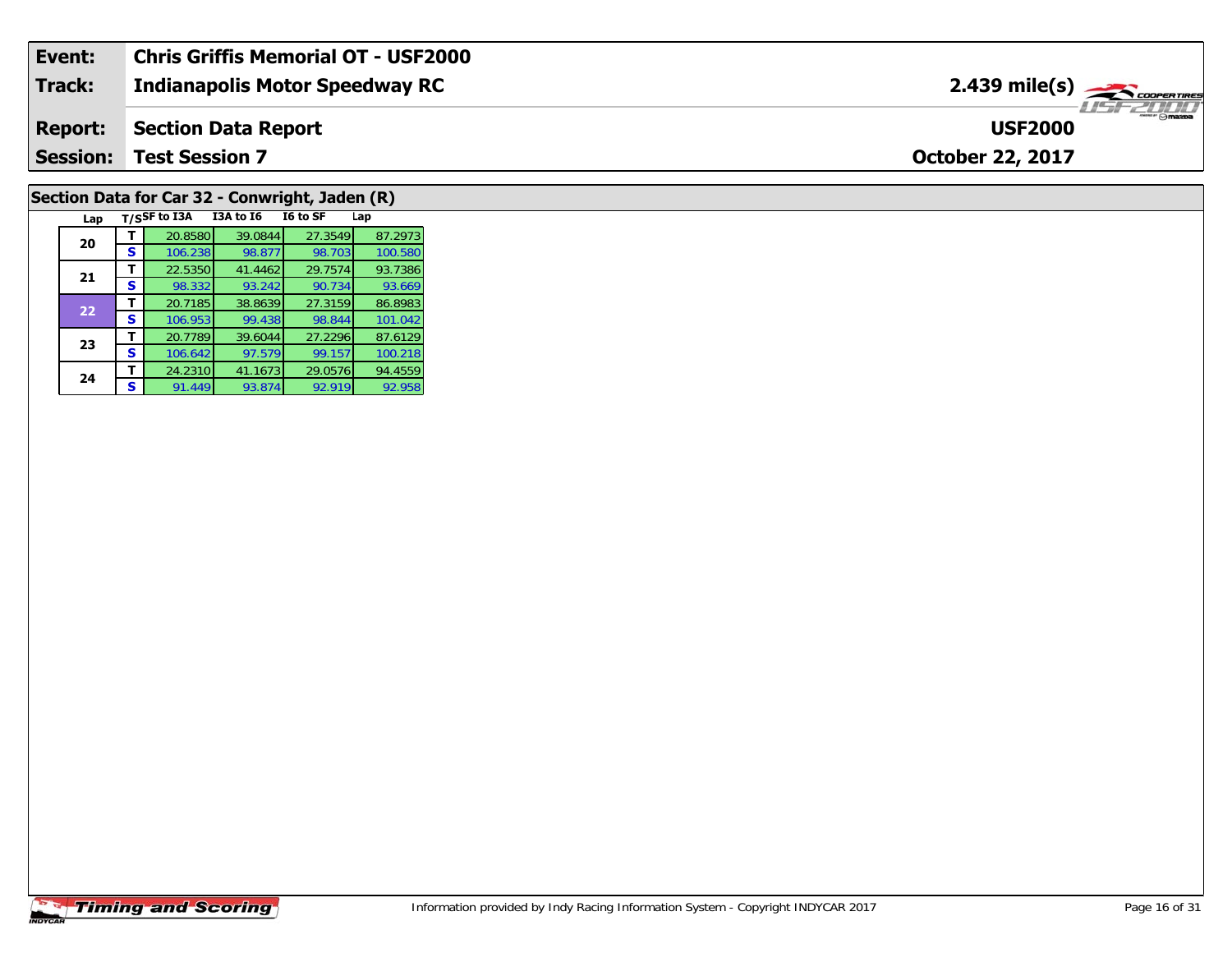| Event: | Chris Griffis Memorial OT - USF2000 | |
|---|---|---|
| Track: | Indianapolis Motor Speedway RC | 2.439 mile(s) |
| Report: | Section Data Report | USF2000 |
| Session: | Test Session 7 | October 22, 2017 |

## Section Data for Car 32 - Conwright, Jaden (R)

| Lap | T/S | SF to I3A | I3A to I6 | I6 to SF | Lap |
|---|---|---|---|---|---|
| 20 | T | 20.8580 | 39.0844 | 27.3549 | 87.2973 |
| | S | 106.238 | 98.877 | 98.703 | 100.580 |
| 21 | T | 22.5350 | 41.4462 | 29.7574 | 93.7386 |
| | S | 98.332 | 93.242 | 90.734 | 93.669 |
| 22 | T | 20.7185 | 38.8639 | 27.3159 | 86.8983 |
| | S | 106.953 | 99.438 | 98.844 | 101.042 |
| 23 | T | 20.7789 | 39.6044 | 27.2296 | 87.6129 |
| | S | 106.642 | 97.579 | 99.157 | 100.218 |
| 24 | T | 24.2310 | 41.1673 | 29.0576 | 94.4559 |
| | S | 91.449 | 93.874 | 92.919 | 92.958 |

Timing and Scoring

Information provided by Indy Racing Information System - Copyright INDYCAR 2017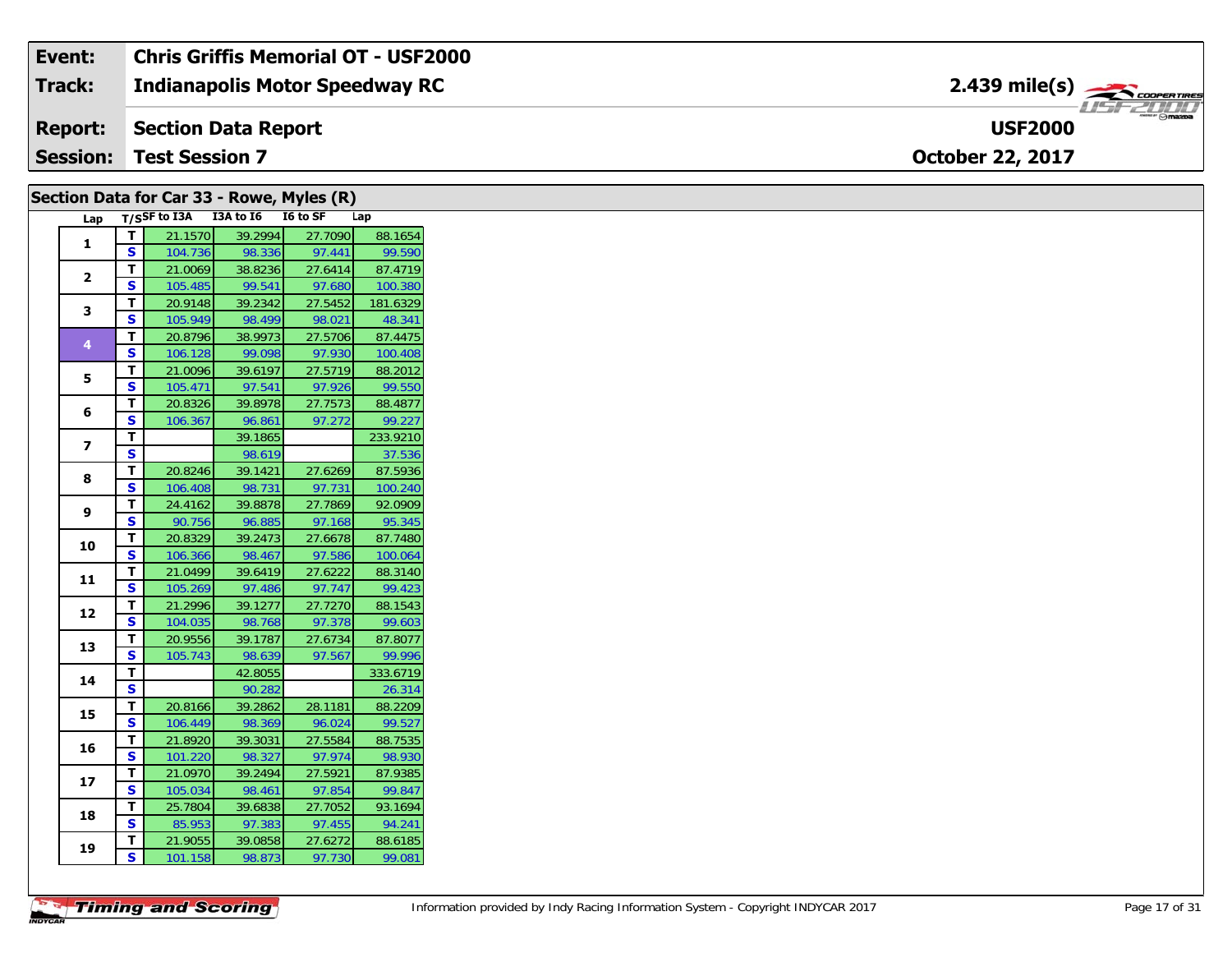| | |
|---|---|
| **Event:** | **Chris Griffis Memorial OT - USF2000** |
| **Track:** | **Indianapolis Motor Speedway RC** |
| **Report:** | **Section Data Report** |
| **Session:** | **Test Session 7** |

**2.439 mile(s)**

**USF2000**

**October 22, 2017**

## Section Data for Car 33 - Rowe, Myles (R)

| Lap | T/S | SF to I3A | I3A to I6 | I6 to SF | Lap |
|---|---|---|---|---|---|
| 1 | T | 21.1570 | 39.2994 | 27.7090 | 88.1654 |
| | S | 104.736 | 98.336 | 97.441 | 99.590 |
| 2 | T | 21.0069 | 38.8236 | 27.6414 | 87.4719 |
| | S | 105.485 | 99.541 | 97.680 | 100.380 |
| 3 | T | 20.9148 | 39.2342 | 27.5452 | 181.6329 |
| | S | 105.949 | 98.499 | 98.021 | 48.341 |
| 4 | T | 20.8796 | 38.9973 | 27.5706 | 87.4475 |
| | S | 106.128 | 99.098 | 97.930 | 100.408 |
| 5 | T | 21.0096 | 39.6197 | 27.5719 | 88.2012 |
| | S | 105.471 | 97.541 | 97.926 | 99.550 |
| 6 | T | 20.8326 | 39.8978 | 27.7573 | 88.4877 |
| | S | 106.367 | 96.861 | 97.272 | 99.227 |
| 7 | T | | 39.1865 | | 233.9210 |
| | S | | 98.619 | | 37.536 |
| 8 | T | 20.8246 | 39.1421 | 27.6269 | 87.5936 |
| | S | 106.408 | 98.731 | 97.731 | 100.240 |
| 9 | T | 24.4162 | 39.8878 | 27.7869 | 92.0909 |
| | S | 90.756 | 96.885 | 97.168 | 95.345 |
| 10 | T | 20.8329 | 39.2473 | 27.6678 | 87.7480 |
| | S | 106.366 | 98.467 | 97.586 | 100.064 |
| 11 | T | 21.0499 | 39.6419 | 27.6222 | 88.3140 |
| | S | 105.269 | 97.486 | 97.747 | 99.423 |
| 12 | T | 21.2996 | 39.1277 | 27.7270 | 88.1543 |
| | S | 104.035 | 98.768 | 97.378 | 99.603 |
| 13 | T | 20.9556 | 39.1787 | 27.6734 | 87.8077 |
| | S | 105.743 | 98.639 | 97.567 | 99.996 |
| 14 | T | | 42.8055 | | 333.6719 |
| | S | | 90.282 | | 26.314 |
| 15 | T | 20.8166 | 39.2862 | 28.1181 | 88.2209 |
| | S | 106.449 | 98.369 | 96.024 | 99.527 |
| 16 | T | 21.8920 | 39.3031 | 27.5584 | 88.7535 |
| | S | 101.220 | 98.327 | 97.974 | 98.930 |
| 17 | T | 21.0970 | 39.2494 | 27.5921 | 87.9385 |
| | S | 105.034 | 98.461 | 97.854 | 99.847 |
| 18 | T | 25.7804 | 39.6838 | 27.7052 | 93.1694 |
| | S | 85.953 | 97.383 | 97.455 | 94.241 |
| 19 | T | 21.9055 | 39.0858 | 27.6272 | 88.6185 |
| | S | 101.158 | 98.873 | 97.730 | 99.081 |

Information provided by Indy Racing Information System - Copyright INDYCAR 2017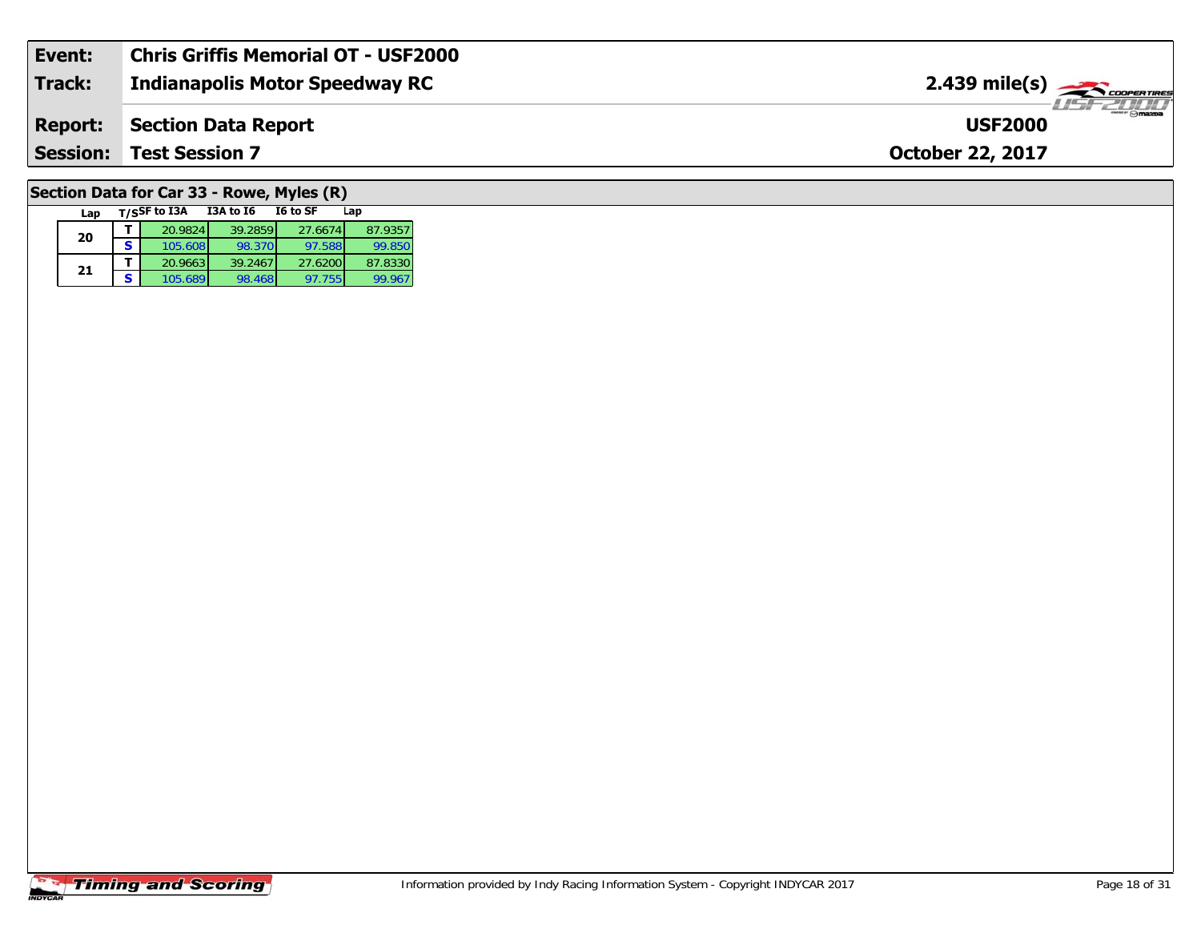| Event: | Chris Griffis Memorial OT - USF2000 | |
|---|---|---|
| **Track:** | **Indianapolis Motor Speedway RC** | **2.439 mile(s)** |
| **Report:** | **Section Data Report** | **USF2000** |
| **Session:** | **Test Session 7** | **October 22, 2017** |

## Section Data for Car 33 - Rowe, Myles (R)

| Lap | T/S | SF to I3A | I3A to I6 | I6 to SF | Lap |
|---|---|---|---|---|---|
| 20 | T | 20.9824 | 39.2859 | 27.6674 | 87.9357 |
| | S | 105.608 | 98.370 | 97.588 | 99.850 |
| 21 | T | 20.9663 | 39.2467 | 27.6200 | 87.8330 |
| | S | 105.689 | 98.468 | 97.755 | 99.967 |

Information provided by Indy Racing Information System - Copyright INDYCAR 2017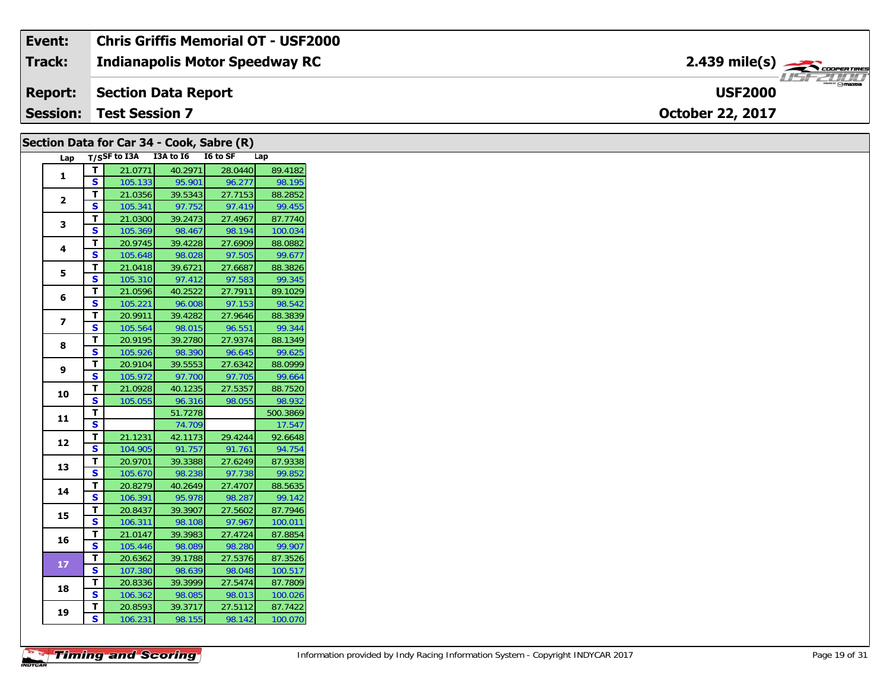| Event: | Chris Griffis Memorial OT - USF2000 | |
|---|---|---|
| Track: | Indianapolis Motor Speedway RC | 2.439 mile(s) |
| Report: | Section Data Report | USF2000 |
| Session: | Test Session 7 | October 22, 2017 |

## Section Data for Car 34 - Cook, Sabre (R)

| Lap | T/S | SF to I3A | I3A to I6 | I6 to SF | Lap |
|---|---|---|---|---|---|
| 1 | T | 21.0771 | 40.2971 | 28.0440 | 89.4182 |
| | S | 105.133 | 95.901 | 96.277 | 98.195 |
| 2 | T | 21.0356 | 39.5343 | 27.7153 | 88.2852 |
| | S | 105.341 | 97.752 | 97.419 | 99.455 |
| 3 | T | 21.0300 | 39.2473 | 27.4967 | 87.7740 |
| | S | 105.369 | 98.467 | 98.194 | 100.034 |
| 4 | T | 20.9745 | 39.4228 | 27.6909 | 88.0882 |
| | S | 105.648 | 98.028 | 97.505 | 99.677 |
| 5 | T | 21.0418 | 39.6721 | 27.6687 | 88.3826 |
| | S | 105.310 | 97.412 | 97.583 | 99.345 |
| 6 | T | 21.0596 | 40.2522 | 27.7911 | 89.1029 |
| | S | 105.221 | 96.008 | 97.153 | 98.542 |
| 7 | T | 20.9911 | 39.4282 | 27.9646 | 88.3839 |
| | S | 105.564 | 98.015 | 96.551 | 99.344 |
| 8 | T | 20.9195 | 39.2780 | 27.9374 | 88.1349 |
| | S | 105.926 | 98.390 | 96.645 | 99.625 |
| 9 | T | 20.9104 | 39.5553 | 27.6342 | 88.0999 |
| | S | 105.972 | 97.700 | 97.705 | 99.664 |
| 10 | T | 21.0928 | 40.1235 | 27.5357 | 88.7520 |
| | S | 105.055 | 96.316 | 98.055 | 98.932 |
| 11 | T | | 51.7278 | | 500.3869 |
| | S | | 74.709 | | 17.547 |
| 12 | T | 21.1231 | 42.1173 | 29.4244 | 92.6648 |
| | S | 104.905 | 91.757 | 91.761 | 94.754 |
| 13 | T | 20.9701 | 39.3388 | 27.6249 | 87.9338 |
| | S | 105.670 | 98.238 | 97.738 | 99.852 |
| 14 | T | 20.8279 | 40.2649 | 27.4707 | 88.5635 |
| | S | 106.391 | 95.978 | 98.287 | 99.142 |
| 15 | T | 20.8437 | 39.3907 | 27.5602 | 87.7946 |
| | S | 106.311 | 98.108 | 97.967 | 100.011 |
| 16 | T | 21.0147 | 39.3983 | 27.4724 | 87.8854 |
| | S | 105.446 | 98.089 | 98.280 | 99.907 |
| 17 | T | 20.6362 | 39.1788 | 27.5376 | 87.3526 |
| | S | 107.380 | 98.639 | 98.048 | 100.517 |
| 18 | T | 20.8336 | 39.3999 | 27.5474 | 87.7809 |
| | S | 106.362 | 98.085 | 98.013 | 100.026 |
| 19 | T | 20.8593 | 39.3717 | 27.5112 | 87.7422 |
| | S | 106.231 | 98.155 | 98.142 | 100.070 |

Information provided by Indy Racing Information System - Copyright INDYCAR 2017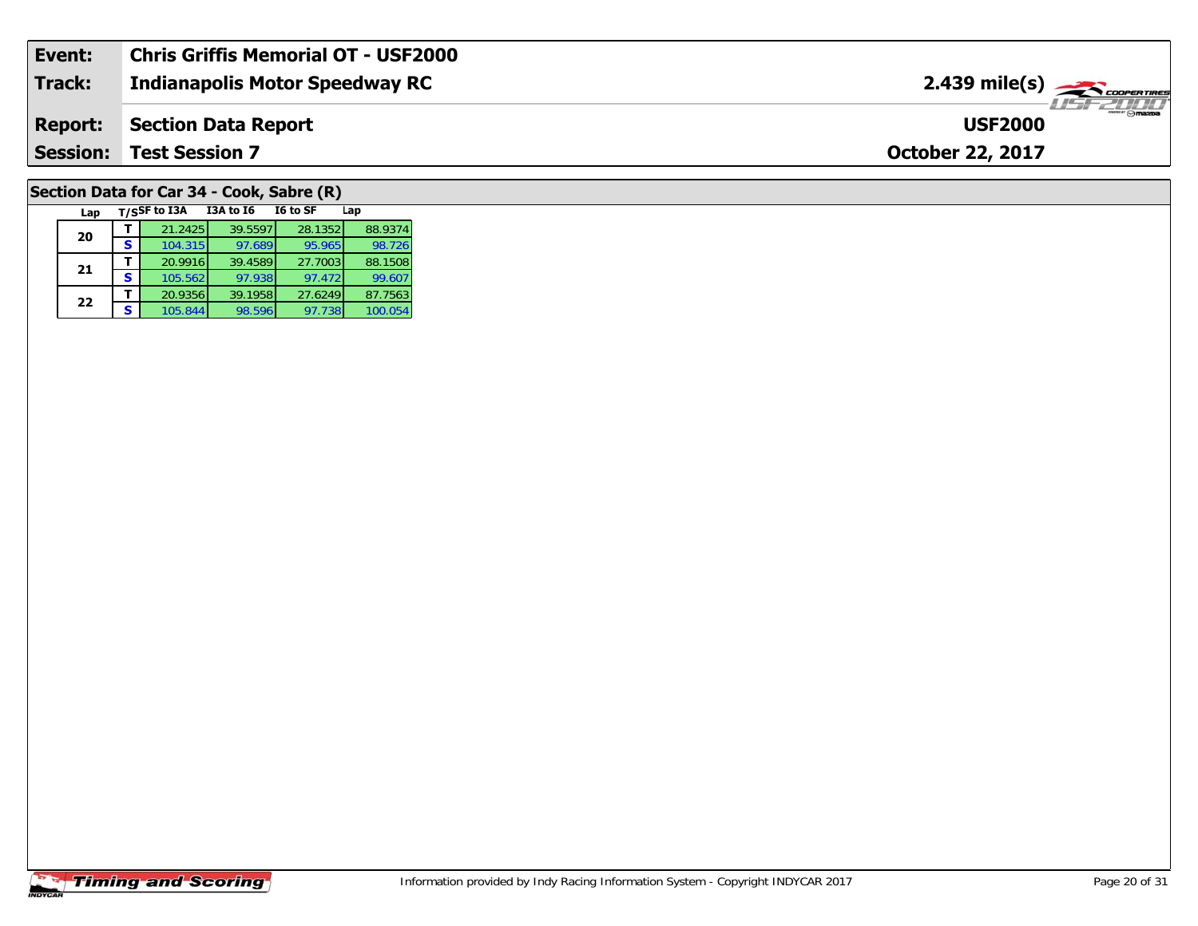| **Event:** | **Chris Griffis Memorial OT - USF2000** | |
|---|---|---|
| **Track:** | **Indianapolis Motor Speedway RC** | **2.439 mile(s)** |
| **Report:** | **Section Data Report** | **USF2000** |
| **Session:** | **Test Session 7** | **October 22, 2017** |

## Section Data for Car 34 - Cook, Sabre (R)

| Lap | T/S | SF to I3A | I3A to I6 | I6 to SF | Lap |
|---|---|---|---|---|---|
| 20 | T | 21.2425 | 39.5597 | 28.1352 | 88.9374 |
| | S | 104.315 | 97.689 | 95.965 | 98.726 |
| 21 | T | 20.9916 | 39.4589 | 27.7003 | 88.1508 |
| | S | 105.562 | 97.938 | 97.472 | 99.607 |
| 22 | T | 20.9356 | 39.1958 | 27.6249 | 87.7563 |
| | S | 105.844 | 98.596 | 97.738 | 100.054 |

Information provided by Indy Racing Information System - Copyright INDYCAR 2017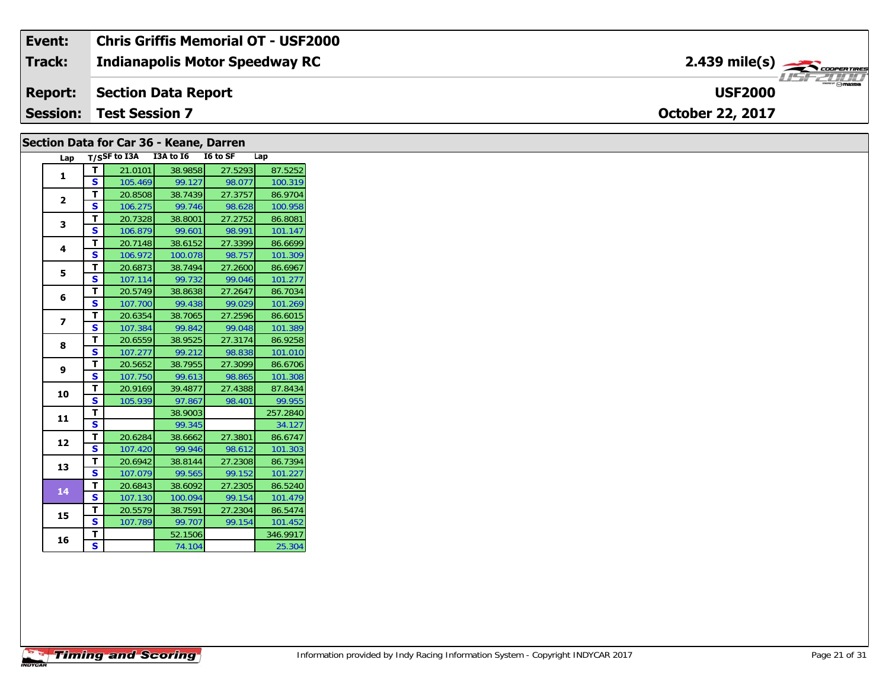| Event: | Chris Griffis Memorial OT - USF2000 | |
|---|---|---|
| Track: | Indianapolis Motor Speedway RC | 2.439 mile(s) |
| Report: | Section Data Report | USF2000 |
| Session: | Test Session 7 | October 22, 2017 |

## Section Data for Car 36 - Keane, Darren

| Lap | T/S | SF to I3A | I3A to I6 | I6 to SF | Lap |
|---|---|---|---|---|---|
| 1 | T | 21.0101 | 38.9858 | 27.5293 | 87.5252 |
| | S | 105.469 | 99.127 | 98.077 | 100.319 |
| 2 | T | 20.8508 | 38.7439 | 27.3757 | 86.9704 |
| | S | 106.275 | 99.746 | 98.628 | 100.958 |
| 3 | T | 20.7328 | 38.8001 | 27.2752 | 86.8081 |
| | S | 106.879 | 99.601 | 98.991 | 101.147 |
| 4 | T | 20.7148 | 38.6152 | 27.3399 | 86.6699 |
| | S | 106.972 | 100.078 | 98.757 | 101.309 |
| 5 | T | 20.6873 | 38.7494 | 27.2600 | 86.6967 |
| | S | 107.114 | 99.732 | 99.046 | 101.277 |
| 6 | T | 20.5749 | 38.8638 | 27.2647 | 86.7034 |
| | S | 107.700 | 99.438 | 99.029 | 101.269 |
| 7 | T | 20.6354 | 38.7065 | 27.2596 | 86.6015 |
| | S | 107.384 | 99.842 | 99.048 | 101.389 |
| 8 | T | 20.6559 | 38.9525 | 27.3174 | 86.9258 |
| | S | 107.277 | 99.212 | 98.838 | 101.010 |
| 9 | T | 20.5652 | 38.7955 | 27.3099 | 86.6706 |
| | S | 107.750 | 99.613 | 98.865 | 101.308 |
| 10 | T | 20.9169 | 39.4877 | 27.4388 | 87.8434 |
| | S | 105.939 | 97.867 | 98.401 | 99.955 |
| 11 | T | | 38.9003 | | 257.2840 |
| | S | | 99.345 | | 34.127 |
| 12 | T | 20.6284 | 38.6662 | 27.3801 | 86.6747 |
| | S | 107.420 | 99.946 | 98.612 | 101.303 |
| 13 | T | 20.6942 | 38.8144 | 27.2308 | 86.7394 |
| | S | 107.079 | 99.565 | 99.152 | 101.227 |
| 14 | T | 20.6843 | 38.6092 | 27.2305 | 86.5240 |
| | S | 107.130 | 100.094 | 99.154 | 101.479 |
| 15 | T | 20.5579 | 38.7591 | 27.2304 | 86.5474 |
| | S | 107.789 | 99.707 | 99.154 | 101.452 |
| 16 | T | | 52.1506 | | 346.9917 |
| | S | | 74.104 | | 25.304 |

Information provided by Indy Racing Information System - Copyright INDYCAR 2017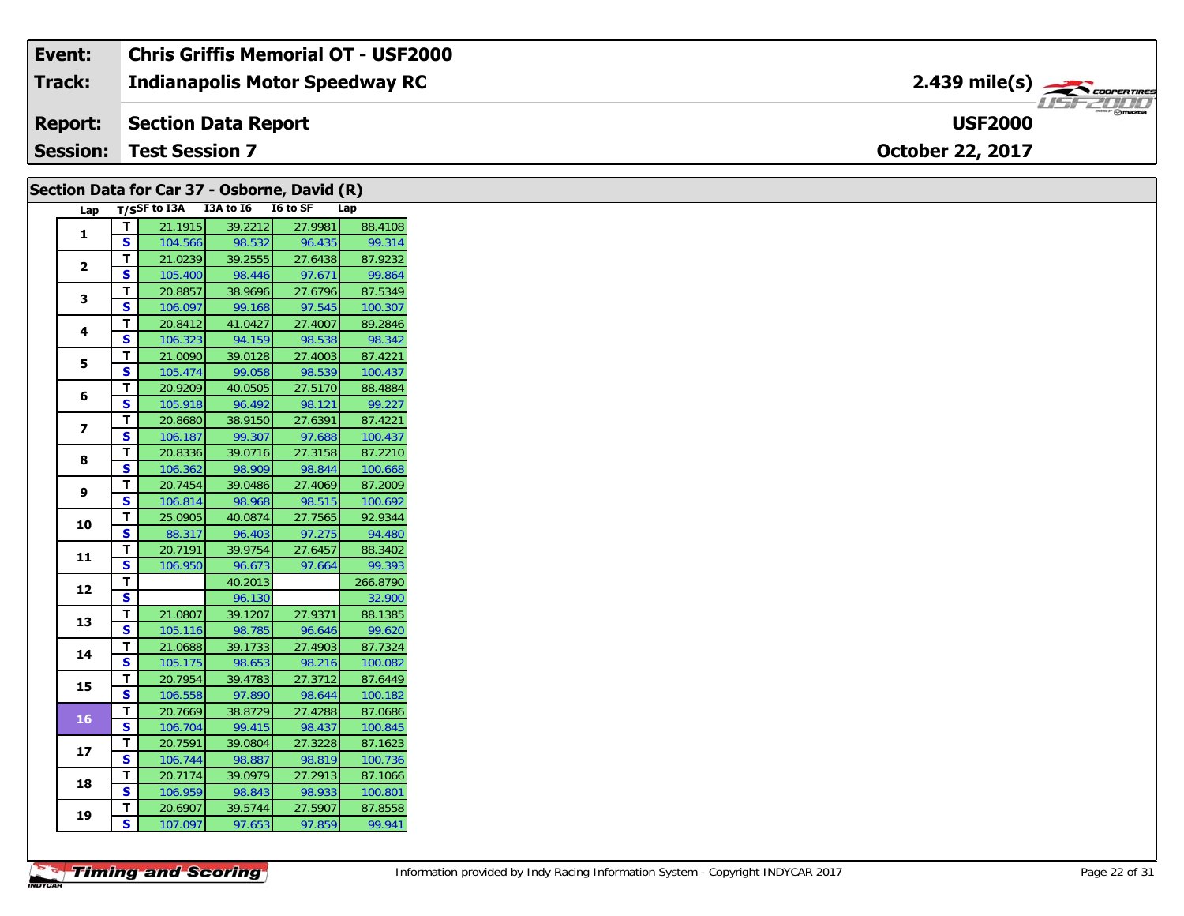| Event: | Chris Griffis Memorial OT - USF2000 | |
|---|---|---|
| Track: | Indianapolis Motor Speedway RC | 2.439 mile(s) |
| Report: | Section Data Report | USF2000 |
| Session: | Test Session 7 | October 22, 2017 |

## Section Data for Car 37 - Osborne, David (R)

| Lap | T/S | SF to I3A | I3A to I6 | I6 to SF | Lap |
|---|---|---|---|---|---|
| 1 | T | 21.1915 | 39.2212 | 27.9981 | 88.4108 |
| | S | 104.566 | 98.532 | 96.435 | 99.314 |
| 2 | T | 21.0239 | 39.2555 | 27.6438 | 87.9232 |
| | S | 105.400 | 98.446 | 97.671 | 99.864 |
| 3 | T | 20.8857 | 38.9696 | 27.6796 | 87.5349 |
| | S | 106.097 | 99.168 | 97.545 | 100.307 |
| 4 | T | 20.8412 | 41.0427 | 27.4007 | 89.2846 |
| | S | 106.323 | 94.159 | 98.538 | 98.342 |
| 5 | T | 21.0090 | 39.0128 | 27.4003 | 87.4221 |
| | S | 105.474 | 99.058 | 98.539 | 100.437 |
| 6 | T | 20.9209 | 40.0505 | 27.5170 | 88.4884 |
| | S | 105.918 | 96.492 | 98.121 | 99.227 |
| 7 | T | 20.8680 | 38.9150 | 27.6391 | 87.4221 |
| | S | 106.187 | 99.307 | 97.688 | 100.437 |
| 8 | T | 20.8336 | 39.0716 | 27.3158 | 87.2210 |
| | S | 106.362 | 98.909 | 98.844 | 100.668 |
| 9 | T | 20.7454 | 39.0486 | 27.4069 | 87.2009 |
| | S | 106.814 | 98.968 | 98.515 | 100.692 |
| 10 | T | 25.0905 | 40.0874 | 27.7565 | 92.9344 |
| | S | 88.317 | 96.403 | 97.275 | 94.480 |
| 11 | T | 20.7191 | 39.9754 | 27.6457 | 88.3402 |
| | S | 106.950 | 96.673 | 97.664 | 99.393 |
| 12 | T | | 40.2013 | | 266.8790 |
| | S | | 96.130 | | 32.900 |
| 13 | T | 21.0807 | 39.1207 | 27.9371 | 88.1385 |
| | S | 105.116 | 98.785 | 96.646 | 99.620 |
| 14 | T | 21.0688 | 39.1733 | 27.4903 | 87.7324 |
| | S | 105.175 | 98.653 | 98.216 | 100.082 |
| 15 | T | 20.7954 | 39.4783 | 27.3712 | 87.6449 |
| | S | 106.558 | 97.890 | 98.644 | 100.182 |
| 16 | T | 20.7669 | 38.8729 | 27.4288 | 87.0686 |
| | S | 106.704 | 99.415 | 98.437 | 100.845 |
| 17 | T | 20.7591 | 39.0804 | 27.3228 | 87.1623 |
| | S | 106.744 | 98.887 | 98.819 | 100.736 |
| 18 | T | 20.7174 | 39.0979 | 27.2913 | 87.1066 |
| | S | 106.959 | 98.843 | 98.933 | 100.801 |
| 19 | T | 20.6907 | 39.5744 | 27.5907 | 87.8558 |
| | S | 107.097 | 97.653 | 97.859 | 99.941 |

Information provided by Indy Racing Information System - Copyright INDYCAR 2017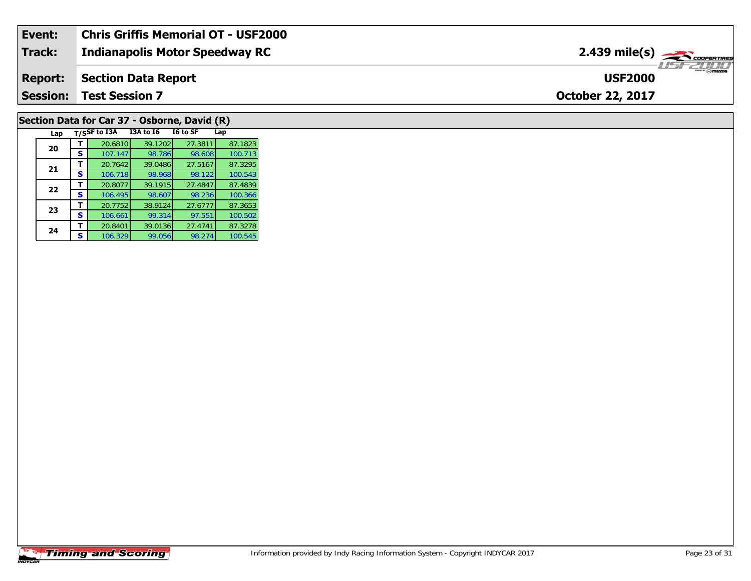| Event: | Chris Griffis Memorial OT - USF2000 | |
|---|---|---|
| Track: | Indianapolis Motor Speedway RC | 2.439 mile(s) |
| Report: | Section Data Report | USF2000 |
| Session: | Test Session 7 | October 22, 2017 |

## Section Data for Car 37 - Osborne, David (R)

| Lap | T/S | SF to I3A | I3A to I6 | I6 to SF | Lap |
|---|---|---|---|---|---|
| 20 | T | 20.6810 | 39.1202 | 27.3811 | 87.1823 |
| | S | 107.147 | 98.786 | 98.608 | 100.713 |
| 21 | T | 20.7642 | 39.0486 | 27.5167 | 87.3295 |
| | S | 106.718 | 98.968 | 98.122 | 100.543 |
| 22 | T | 20.8077 | 39.1915 | 27.4847 | 87.4839 |
| | S | 106.495 | 98.607 | 98.236 | 100.366 |
| 23 | T | 20.7752 | 38.9124 | 27.6777 | 87.3653 |
| | S | 106.661 | 99.314 | 97.551 | 100.502 |
| 24 | T | 20.8401 | 39.0136 | 27.4741 | 87.3278 |
| | S | 106.329 | 99.056 | 98.274 | 100.545 |

Information provided by Indy Racing Information System - Copyright INDYCAR 2017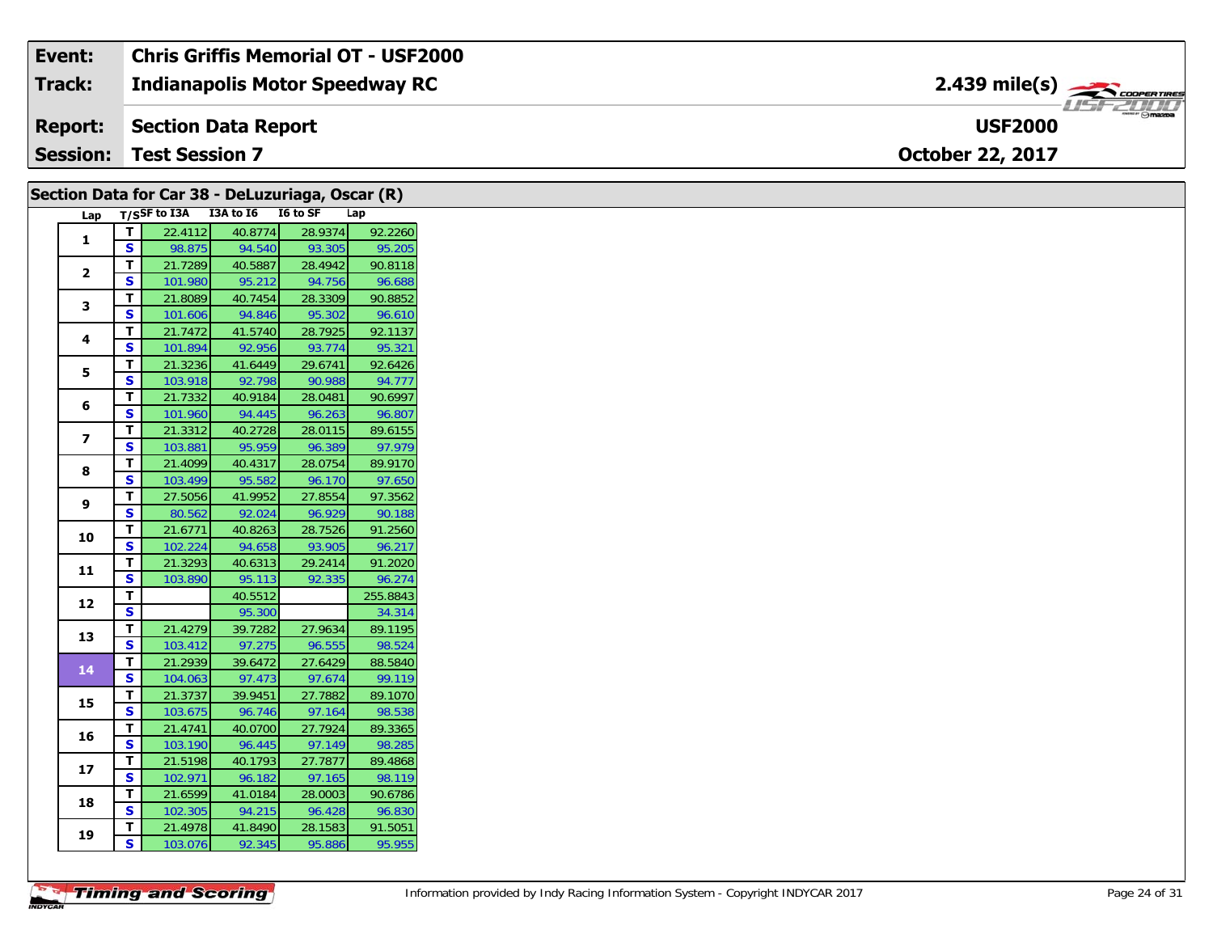| Event: | Chris Griffis Memorial OT - USF2000 | |
|---|---|---|
| Track: | Indianapolis Motor Speedway RC | 2.439 mile(s) |
| Report: | Section Data Report | USF2000 |
| Session: | Test Session 7 | October 22, 2017 |

## Section Data for Car 38 - DeLuzuriaga, Oscar (R)

| Lap | T/S | SF to I3A | I3A to I6 | I6 to SF | Lap |
|---|---|---|---|---|---|
| 1 | T | 22.4112 | 40.8774 | 28.9374 | 92.2260 |
| | S | 98.875 | 94.540 | 93.305 | 95.205 |
| 2 | T | 21.7289 | 40.5887 | 28.4942 | 90.8118 |
| | S | 101.980 | 95.212 | 94.756 | 96.688 |
| 3 | T | 21.8089 | 40.7454 | 28.3309 | 90.8852 |
| | S | 101.606 | 94.846 | 95.302 | 96.610 |
| 4 | T | 21.7472 | 41.5740 | 28.7925 | 92.1137 |
| | S | 101.894 | 92.956 | 93.774 | 95.321 |
| 5 | T | 21.3236 | 41.6449 | 29.6741 | 92.6426 |
| | S | 103.918 | 92.798 | 90.988 | 94.777 |
| 6 | T | 21.7332 | 40.9184 | 28.0481 | 90.6997 |
| | S | 101.960 | 94.445 | 96.263 | 96.807 |
| 7 | T | 21.3312 | 40.2728 | 28.0115 | 89.6155 |
| | S | 103.881 | 95.959 | 96.389 | 97.979 |
| 8 | T | 21.4099 | 40.4317 | 28.0754 | 89.9170 |
| | S | 103.499 | 95.582 | 96.170 | 97.650 |
| 9 | T | 27.5056 | 41.9952 | 27.8554 | 97.3562 |
| | S | 80.562 | 92.024 | 96.929 | 90.188 |
| 10 | T | 21.6771 | 40.8263 | 28.7526 | 91.2560 |
| | S | 102.224 | 94.658 | 93.905 | 96.217 |
| 11 | T | 21.3293 | 40.6313 | 29.2414 | 91.2020 |
| | S | 103.890 | 95.113 | 92.335 | 96.274 |
| 12 | T | | 40.5512 | | 255.8843 |
| | S | | 95.300 | | 34.314 |
| 13 | T | 21.4279 | 39.7282 | 27.9634 | 89.1195 |
| | S | 103.412 | 97.275 | 96.555 | 98.524 |
| 14 | T | 21.2939 | 39.6472 | 27.6429 | 88.5840 |
| | S | 104.063 | 97.473 | 97.674 | 99.119 |
| 15 | T | 21.3737 | 39.9451 | 27.7882 | 89.1070 |
| | S | 103.675 | 96.746 | 97.164 | 98.538 |
| 16 | T | 21.4741 | 40.0700 | 27.7924 | 89.3365 |
| | S | 103.190 | 96.445 | 97.149 | 98.285 |
| 17 | T | 21.5198 | 40.1793 | 27.7877 | 89.4868 |
| | S | 102.971 | 96.182 | 97.165 | 98.119 |
| 18 | T | 21.6599 | 41.0184 | 28.0003 | 90.6786 |
| | S | 102.305 | 94.215 | 96.428 | 96.830 |
| 19 | T | 21.4978 | 41.8490 | 28.1583 | 91.5051 |
| | S | 103.076 | 92.345 | 95.886 | 95.955 |

Information provided by Indy Racing Information System - Copyright INDYCAR 2017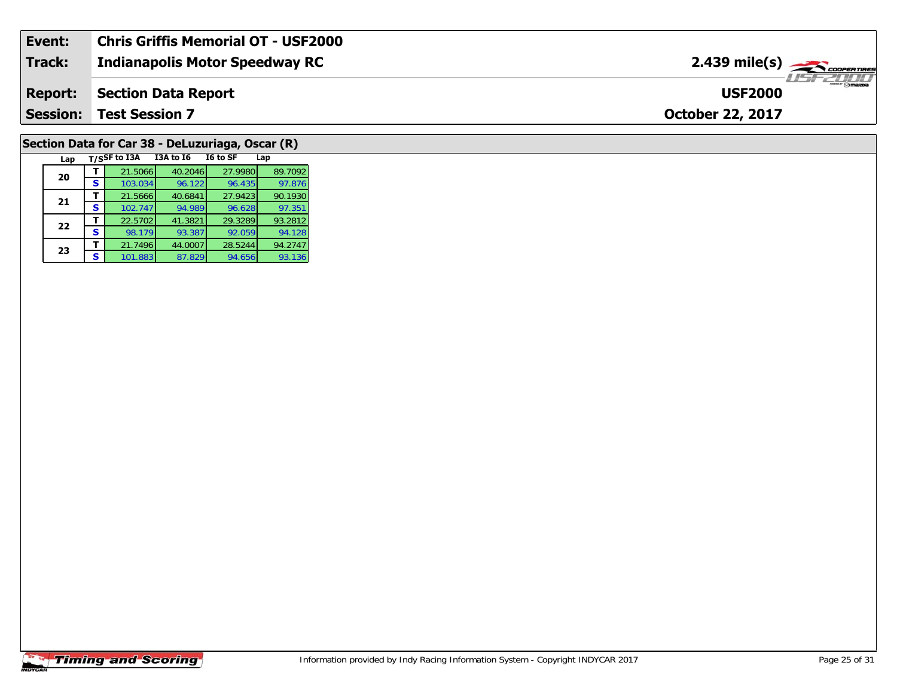| Event: | Chris Griffis Memorial OT - USF2000 | |
|---|---|---|
| Track: | Indianapolis Motor Speedway RC | 2.439 mile(s) |
| Report: | Section Data Report | USF2000 |
| Session: | Test Session 7 | October 22, 2017 |

## Section Data for Car 38 - DeLuzuriaga, Oscar (R)

| Lap | T/S | SF to I3A | I3A to I6 | I6 to SF | Lap |
|---|---|---|---|---|---|
| 20 | T | 21.5066 | 40.2046 | 27.9980 | 89.7092 |
| | S | 103.034 | 96.122 | 96.435 | 97.876 |
| 21 | T | 21.5666 | 40.6841 | 27.9423 | 90.1930 |
| | S | 102.747 | 94.989 | 96.628 | 97.351 |
| 22 | T | 22.5702 | 41.3821 | 29.3289 | 93.2812 |
| | S | 98.179 | 93.387 | 92.059 | 94.128 |
| 23 | T | 21.7496 | 44.0007 | 28.5244 | 94.2747 |
| | S | 101.883 | 87.829 | 94.656 | 93.136 |

Information provided by Indy Racing Information System - Copyright INDYCAR 2017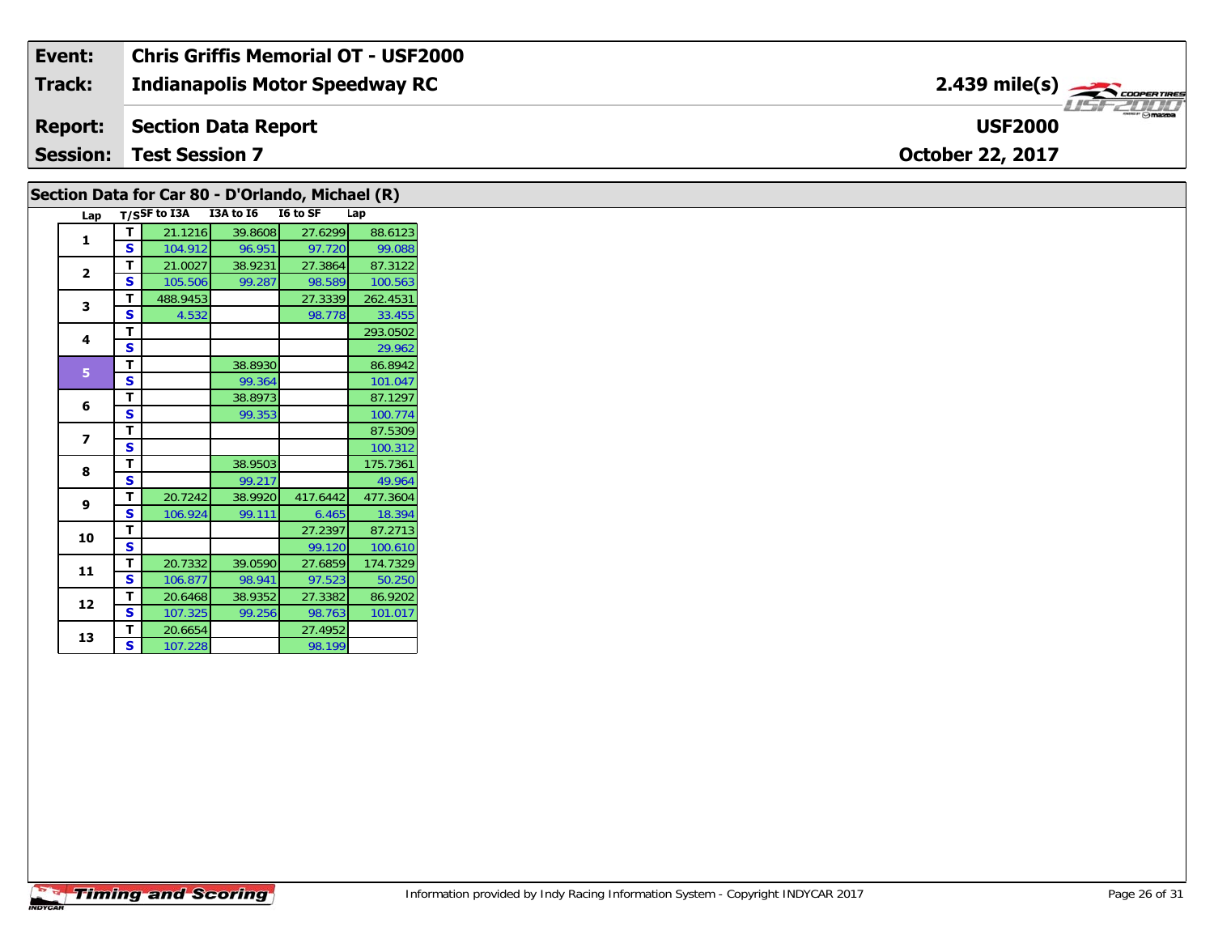| Event: | Chris Griffis Memorial OT - USF2000 | |
|---|---|---|
| Track: | Indianapolis Motor Speedway RC | 2.439 mile(s) |
| Report: | Section Data Report | USF2000 |
| Session: | Test Session 7 | October 22, 2017 |

## Section Data for Car 80 - D'Orlando, Michael (R)

| Lap | T/S | SF to I3A | I3A to I6 | I6 to SF | Lap |
|---|---|---|---|---|---|
| 1 | T | 21.1216 | 39.8608 | 27.6299 | 88.6123 |
| | S | 104.912 | 96.951 | 97.720 | 99.088 |
| 2 | T | 21.0027 | 38.9231 | 27.3864 | 87.3122 |
| | S | 105.506 | 99.287 | 98.589 | 100.563 |
| 3 | T | 488.9453 | | 27.3339 | 262.4531 |
| | S | 4.532 | | 98.778 | 33.455 |
| 4 | T | | | | 293.0502 |
| | S | | | | 29.962 |
| 5 | T | | 38.8930 | | 86.8942 |
| | S | | 99.364 | | 101.047 |
| 6 | T | | 38.8973 | | 87.1297 |
| | S | | 99.353 | | 100.774 |
| 7 | T | | | | 87.5309 |
| | S | | | | 100.312 |
| 8 | T | | 38.9503 | | 175.7361 |
| | S | | 99.217 | | 49.964 |
| 9 | T | 20.7242 | 38.9920 | 417.6442 | 477.3604 |
| | S | 106.924 | 99.111 | 6.465 | 18.394 |
| 10 | T | | | 27.2397 | 87.2713 |
| | S | | | 99.120 | 100.610 |
| 11 | T | 20.7332 | 39.0590 | 27.6859 | 174.7329 |
| | S | 106.877 | 98.941 | 97.523 | 50.250 |
| 12 | T | 20.6468 | 38.9352 | 27.3382 | 86.9202 |
| | S | 107.325 | 99.256 | 98.763 | 101.017 |
| 13 | T | 20.6654 | | 27.4952 | |
| | S | 107.228 | | 98.199 | |

Information provided by Indy Racing Information System - Copyright INDYCAR 2017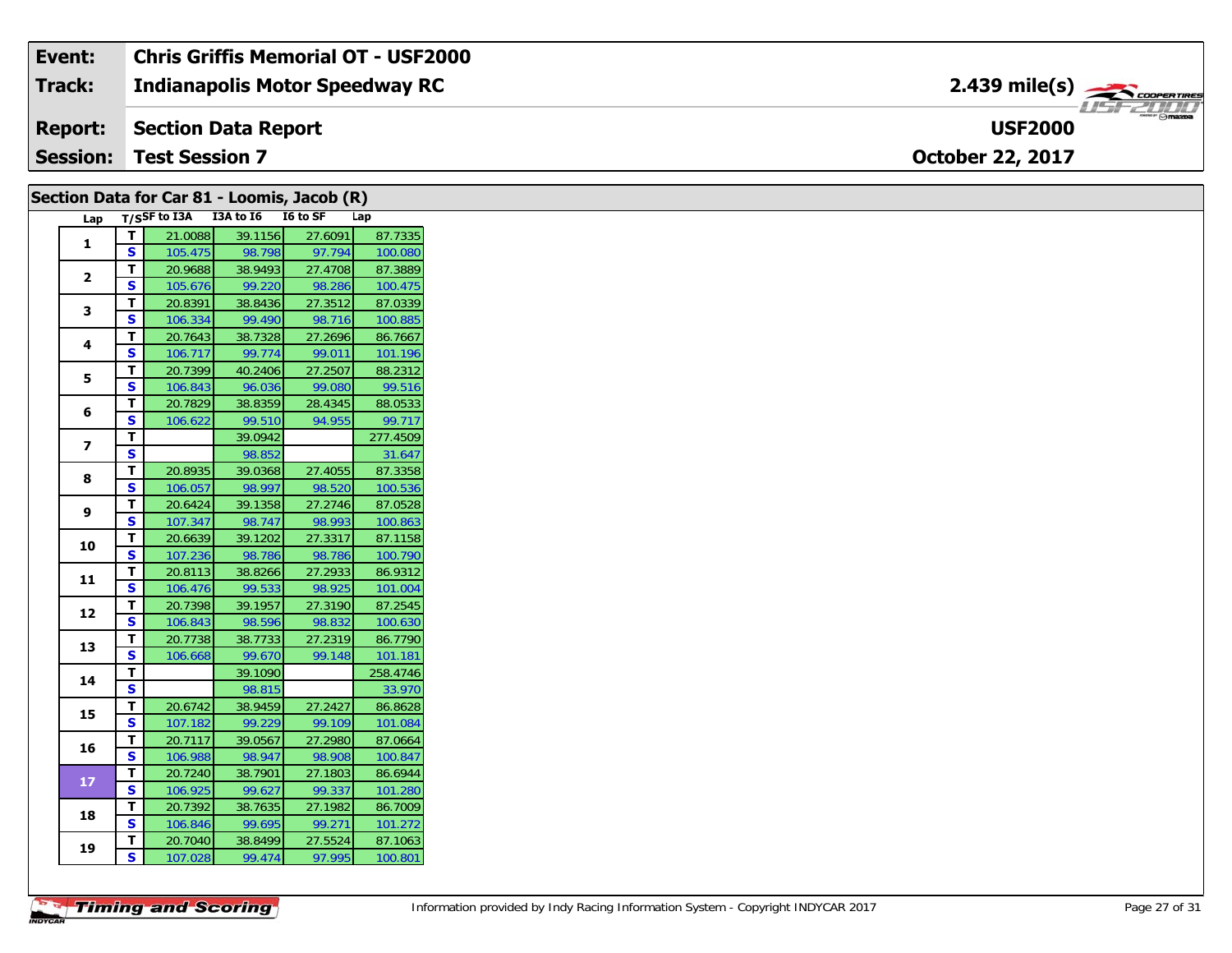| Event: | Chris Griffis Memorial OT - USF2000 | |
|---|---|---|
| Track: | Indianapolis Motor Speedway RC | 2.439 mile(s) |
| Report: | Section Data Report | USF2000 |
| Session: | Test Session 7 | October 22, 2017 |

## Section Data for Car 81 - Loomis, Jacob (R)

| Lap | T/S | SF to I3A | I3A to I6 | I6 to SF | Lap |
|---|---|---|---|---|---|
| 1 | T | 21.0088 | 39.1156 | 27.6091 | 87.7335 |
| | S | 105.475 | 98.798 | 97.794 | 100.080 |
| 2 | T | 20.9688 | 38.9493 | 27.4708 | 87.3889 |
| | S | 105.676 | 99.220 | 98.286 | 100.475 |
| 3 | T | 20.8391 | 38.8436 | 27.3512 | 87.0339 |
| | S | 106.334 | 99.490 | 98.716 | 100.885 |
| 4 | T | 20.7643 | 38.7328 | 27.2696 | 86.7667 |
| | S | 106.717 | 99.774 | 99.011 | 101.196 |
| 5 | T | 20.7399 | 40.2406 | 27.2507 | 88.2312 |
| | S | 106.843 | 96.036 | 99.080 | 99.516 |
| 6 | T | 20.7829 | 38.8359 | 28.4345 | 88.0533 |
| | S | 106.622 | 99.510 | 94.955 | 99.717 |
| 7 | T | | 39.0942 | | 277.4509 |
| | S | | 98.852 | | 31.647 |
| 8 | T | 20.8935 | 39.0368 | 27.4055 | 87.3358 |
| | S | 106.057 | 98.997 | 98.520 | 100.536 |
| 9 | T | 20.6424 | 39.1358 | 27.2746 | 87.0528 |
| | S | 107.347 | 98.747 | 98.993 | 100.863 |
| 10 | T | 20.6639 | 39.1202 | 27.3317 | 87.1158 |
| | S | 107.236 | 98.786 | 98.786 | 100.790 |
| 11 | T | 20.8113 | 38.8266 | 27.2933 | 86.9312 |
| | S | 106.476 | 99.533 | 98.925 | 101.004 |
| 12 | T | 20.7398 | 39.1957 | 27.3190 | 87.2545 |
| | S | 106.843 | 98.596 | 98.832 | 100.630 |
| 13 | T | 20.7738 | 38.7733 | 27.2319 | 86.7790 |
| | S | 106.668 | 99.670 | 99.148 | 101.181 |
| 14 | T | | 39.1090 | | 258.4746 |
| | S | | 98.815 | | 33.970 |
| 15 | T | 20.6742 | 38.9459 | 27.2427 | 86.8628 |
| | S | 107.182 | 99.229 | 99.109 | 101.084 |
| 16 | T | 20.7117 | 39.0567 | 27.2980 | 87.0664 |
| | S | 106.988 | 98.947 | 98.908 | 100.847 |
| 17 | T | 20.7240 | 38.7901 | 27.1803 | 86.6944 |
| | S | 106.925 | 99.627 | 99.337 | 101.280 |
| 18 | T | 20.7392 | 38.7635 | 27.1982 | 86.7009 |
| | S | 106.846 | 99.695 | 99.271 | 101.272 |
| 19 | T | 20.7040 | 38.8499 | 27.5524 | 87.1063 |
| | S | 107.028 | 99.474 | 97.995 | 100.801 |

Information provided by Indy Racing Information System - Copyright INDYCAR 2017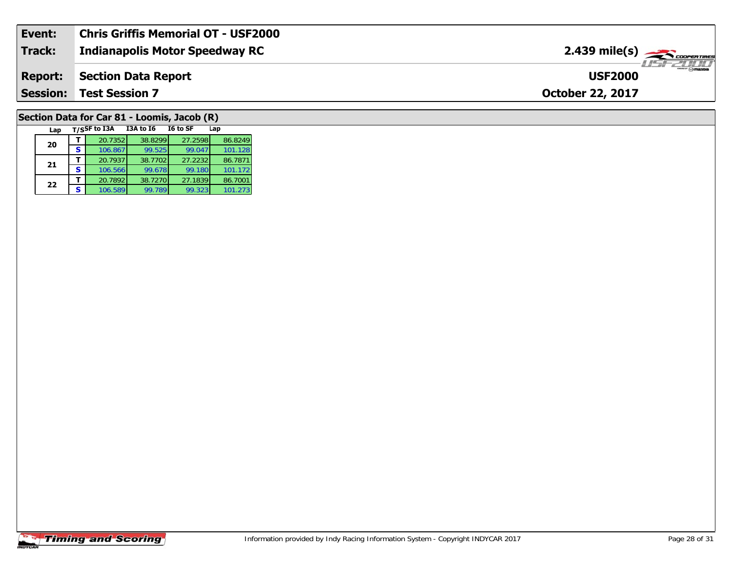| **Event:** | **Chris Griffis Memorial OT - USF2000** | |
|---|---|---|
| **Track:** | **Indianapolis Motor Speedway RC** | **2.439 mile(s)** |
| **Report:** | **Section Data Report** | **USF2000** |
| **Session:** | **Test Session 7** | **October 22, 2017** |

## Section Data for Car 81 - Loomis, Jacob (R)

| Lap | T/S | SF to I3A | I3A to I6 | I6 to SF | Lap |
|---|---|---|---|---|---|
| 20 | T | 20.7352 | 38.8299 | 27.2598 | 86.8249 |
| | S | 106.867 | 99.525 | 99.047 | 101.128 |
| 21 | T | 20.7937 | 38.7702 | 27.2232 | 86.7871 |
| | S | 106.566 | 99.678 | 99.180 | 101.172 |
| 22 | T | 20.7892 | 38.7270 | 27.1839 | 86.7001 |
| | S | 106.589 | 99.789 | 99.323 | 101.273 |

Information provided by Indy Racing Information System - Copyright INDYCAR 2017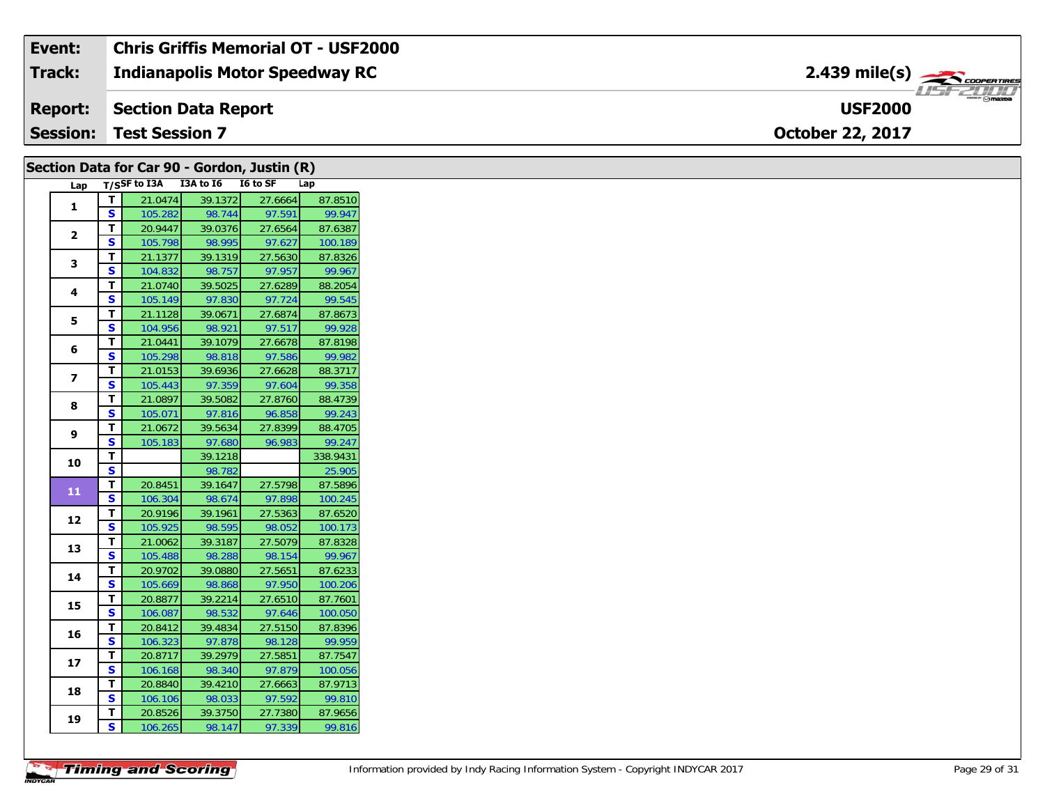| Event: | Chris Griffis Memorial OT - USF2000 | |
|---|---|---|
| Track: | Indianapolis Motor Speedway RC | 2.439 mile(s) |
| Report: | Section Data Report | USF2000 |
| Session: | Test Session 7 | October 22, 2017 |

## Section Data for Car 90 - Gordon, Justin (R)

| Lap | T/S | SF to I3A | I3A to I6 | I6 to SF | Lap |
|---|---|---|---|---|---|
| 1 | T | 21.0474 | 39.1372 | 27.6664 | 87.8510 |
| | S | 105.282 | 98.744 | 97.591 | 99.947 |
| 2 | T | 20.9447 | 39.0376 | 27.6564 | 87.6387 |
| | S | 105.798 | 98.995 | 97.627 | 100.189 |
| 3 | T | 21.1377 | 39.1319 | 27.5630 | 87.8326 |
| | S | 104.832 | 98.757 | 97.957 | 99.967 |
| 4 | T | 21.0740 | 39.5025 | 27.6289 | 88.2054 |
| | S | 105.149 | 97.830 | 97.724 | 99.545 |
| 5 | T | 21.1128 | 39.0671 | 27.6874 | 87.8673 |
| | S | 104.956 | 98.921 | 97.517 | 99.928 |
| 6 | T | 21.0441 | 39.1079 | 27.6678 | 87.8198 |
| | S | 105.298 | 98.818 | 97.586 | 99.982 |
| 7 | T | 21.0153 | 39.6936 | 27.6628 | 88.3717 |
| | S | 105.443 | 97.359 | 97.604 | 99.358 |
| 8 | T | 21.0897 | 39.5082 | 27.8760 | 88.4739 |
| | S | 105.071 | 97.816 | 96.858 | 99.243 |
| 9 | T | 21.0672 | 39.5634 | 27.8399 | 88.4705 |
| | S | 105.183 | 97.680 | 96.983 | 99.247 |
| 10 | T | | 39.1218 | | 338.9431 |
| | S | | 98.782 | | 25.905 |
| 11 | T | 20.8451 | 39.1647 | 27.5798 | 87.5896 |
| | S | 106.304 | 98.674 | 97.898 | 100.245 |
| 12 | T | 20.9196 | 39.1961 | 27.5363 | 87.6520 |
| | S | 105.925 | 98.595 | 98.052 | 100.173 |
| 13 | T | 21.0062 | 39.3187 | 27.5079 | 87.8328 |
| | S | 105.488 | 98.288 | 98.154 | 99.967 |
| 14 | T | 20.9702 | 39.0880 | 27.5651 | 87.6233 |
| | S | 105.669 | 98.868 | 97.950 | 100.206 |
| 15 | T | 20.8877 | 39.2214 | 27.6510 | 87.7601 |
| | S | 106.087 | 98.532 | 97.646 | 100.050 |
| 16 | T | 20.8412 | 39.4834 | 27.5150 | 87.8396 |
| | S | 106.323 | 97.878 | 98.128 | 99.959 |
| 17 | T | 20.8717 | 39.2979 | 27.5851 | 87.7547 |
| | S | 106.168 | 98.340 | 97.879 | 100.056 |
| 18 | T | 20.8840 | 39.4210 | 27.6663 | 87.9713 |
| | S | 106.106 | 98.033 | 97.592 | 99.810 |
| 19 | T | 20.8526 | 39.3750 | 27.7380 | 87.9656 |
| | S | 106.265 | 98.147 | 97.339 | 99.816 |

Information provided by Indy Racing Information System - Copyright INDYCAR 2017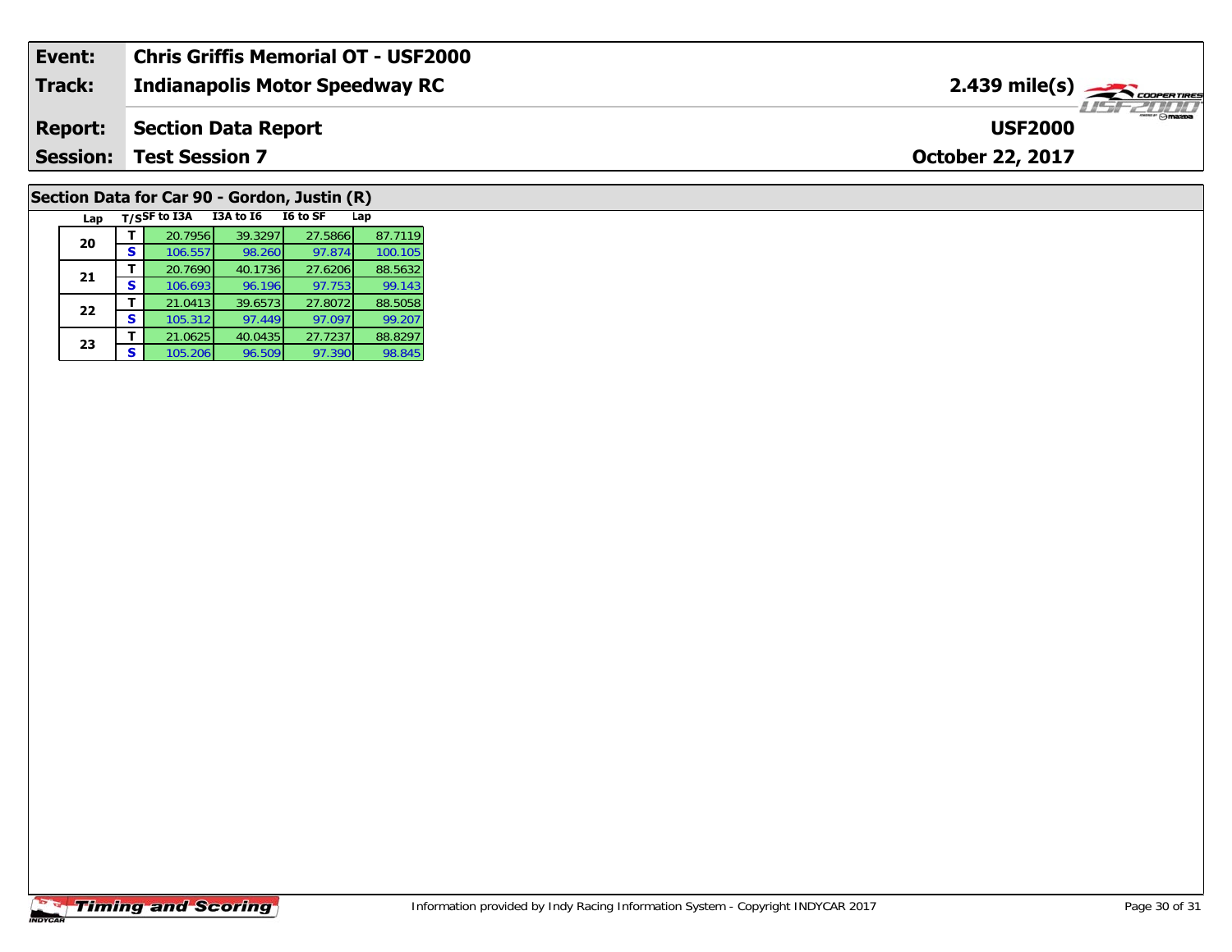| **Event:** | **Chris Griffis Memorial OT - USF2000** | |
|---|---|---|
| **Track:** | **Indianapolis Motor Speedway RC** | **2.439 mile(s)** |
| **Report:** | **Section Data Report** | **USF2000** |
| **Session:** | **Test Session 7** | **October 22, 2017** |

## Section Data for Car 90 - Gordon, Justin (R)

| Lap | T/S | SF to I3A | I3A to I6 | I6 to SF | Lap |
|---|---|---|---|---|---|
| 20 | T | 20.7956 | 39.3297 | 27.5866 | 87.7119 |
| | S | 106.557 | 98.260 | 97.874 | 100.105 |
| 21 | T | 20.7690 | 40.1736 | 27.6206 | 88.5632 |
| | S | 106.693 | 96.196 | 97.753 | 99.143 |
| 22 | T | 21.0413 | 39.6573 | 27.8072 | 88.5058 |
| | S | 105.312 | 97.449 | 97.097 | 99.207 |
| 23 | T | 21.0625 | 40.0435 | 27.7237 | 88.8297 |
| | S | 105.206 | 96.509 | 97.390 | 98.845 |

Information provided by Indy Racing Information System - Copyright INDYCAR 2017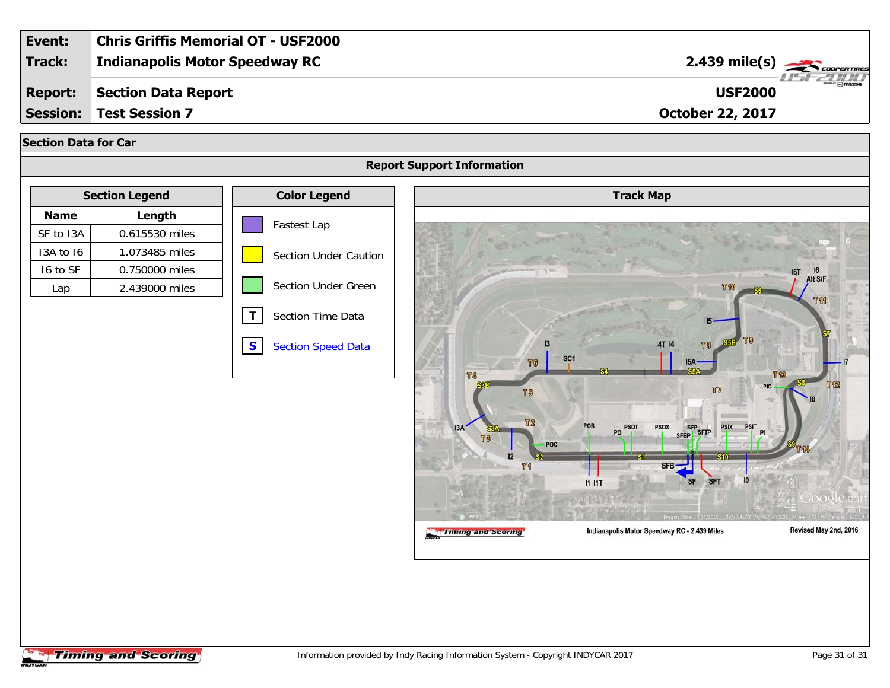| | | | |
|---|---|---|---|
| **Event:** | **Chris Griffis Memorial OT - USF2000** | | |
| **Track:** | **Indianapolis Motor Speedway RC** | **2.439 mile(s)** | |
| **Report:** | **Section Data Report** | **USF2000** | |
| **Session:** | **Test Session 7** | **October 22, 2017** | |

## Section Data for Car

### Report Support Information

| Section Legend | |
|---|---|
| **Name** | **Length** |
| SF to I3A | 0.615530 miles |
| I3A to I6 | 1.073485 miles |
| I6 to SF | 0.750000 miles |
| Lap | 2.439000 miles |

**Color Legend**

- Fastest Lap
- Section Under Caution
- Section Under Green
- T Section Time Data
- S Section Speed Data

**Track Map**

I6T I6 Alt S/F T10 S6 T11 I5 S7 I3 I4T I4 T8 S5B T9 I7 T6 SC1 S4 I5A S5A T4 S3B T13 S8 T12 T5 T7 PIC I8 I3A S3A T2 POB PSOT PSOX SFP SFTP PSIX PSIT PI T3 POC PO SFBP S9 T14 I2 S2 S1 S10 T1 SFB I1 I1T SF SFT I9

Indianapolis Motor Speedway RC - 2.439 Miles

Revised May 2nd, 2016

Information provided by Indy Racing Information System - Copyright INDYCAR 2017